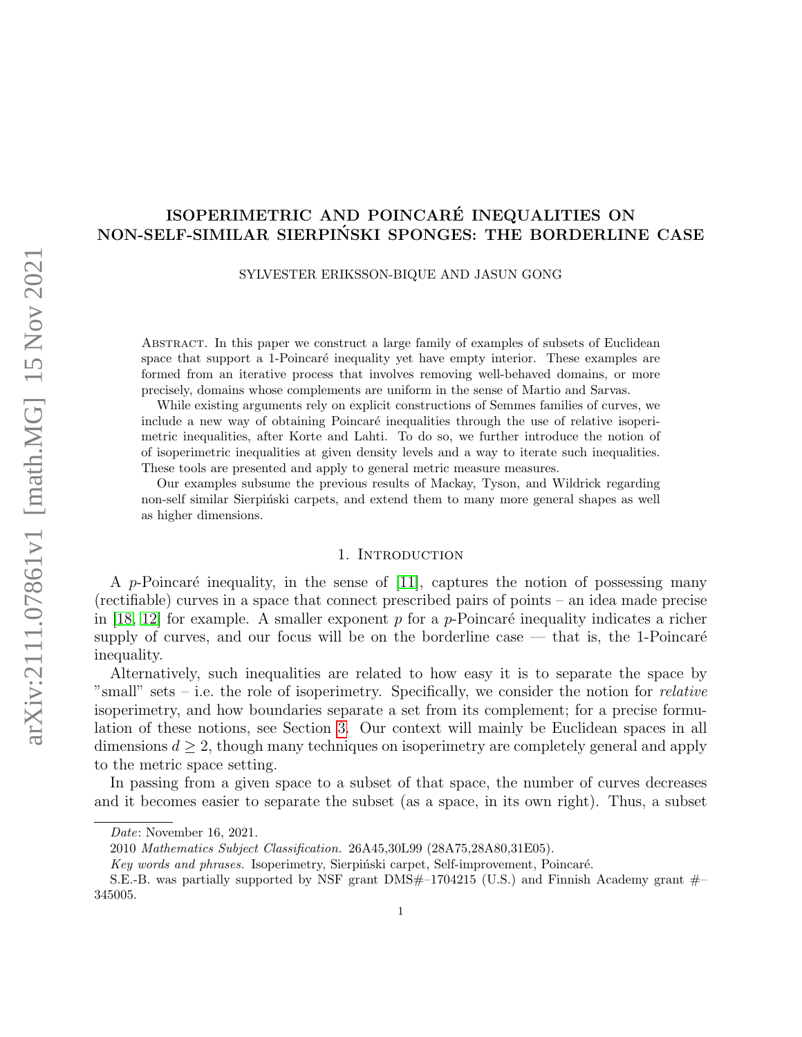# ISOPERIMETRIC AND POINCARÉ INEQUALITIES ON NON-SELF-SIMILAR SIERPIŃSKI SPONGES: THE BORDERLINE CASE

SYLVESTER ERIKSSON-BIQUE AND JASUN GONG

Abstract. In this paper we construct a large family of examples of subsets of Euclidean space that support a 1-Poincaré inequality yet have empty interior. These examples are formed from an iterative process that involves removing well-behaved domains, or more precisely, domains whose complements are uniform in the sense of Martio and Sarvas.

While existing arguments rely on explicit constructions of Semmes families of curves, we include a new way of obtaining Poincaré inequalities through the use of relative isoperimetric inequalities, after Korte and Lahti. To do so, we further introduce the notion of of isoperimetric inequalities at given density levels and a way to iterate such inequalities. These tools are presented and apply to general metric measure measures.

Our examples subsume the previous results of Mackay, Tyson, and Wildrick regarding non-self similar Sierpiński carpets, and extend them to many more general shapes as well as higher dimensions.

## 1. Introduction

A $p$-Poincaré inequality, in the sense of [11], captures the notion of possessing many (rectifiable) curves in a space that connect prescribed pairs of points – an idea made precise in [18, 12] for example. A smaller exponent $p$ for a $p$-Poincaré inequality indicates a richer supply of curves, and our focus will be on the borderline case — that is, the 1-Poincaré inequality.

Alternatively, such inequalities are related to how easy it is to separate the space by "small" sets – i.e. the role of isoperimetry. Specifically, we consider the notion for *relative* isoperimetry, and how boundaries separate a set from its complement; for a precise formulation of these notions, see Section 3. Our context will mainly be Euclidean spaces in all dimensions $d \geq 2$, though many techniques on isoperimetry are completely general and apply to the metric space setting.

In passing from a given space to a subset of that space, the number of curves decreases and it becomes easier to separate the subset (as a space, in its own right). Thus, a subset

---

*Date*: November 16, 2021.

2010 *Mathematics Subject Classification.* 26A45,30L99 (28A75,28A80,31E05).

*Key words and phrases.* Isoperimetry, Sierpiński carpet, Self-improvement, Poincaré.

S.E.-B. was partially supported by NSF grant DMS#–1704215 (U.S.) and Finnish Academy grant #–345005.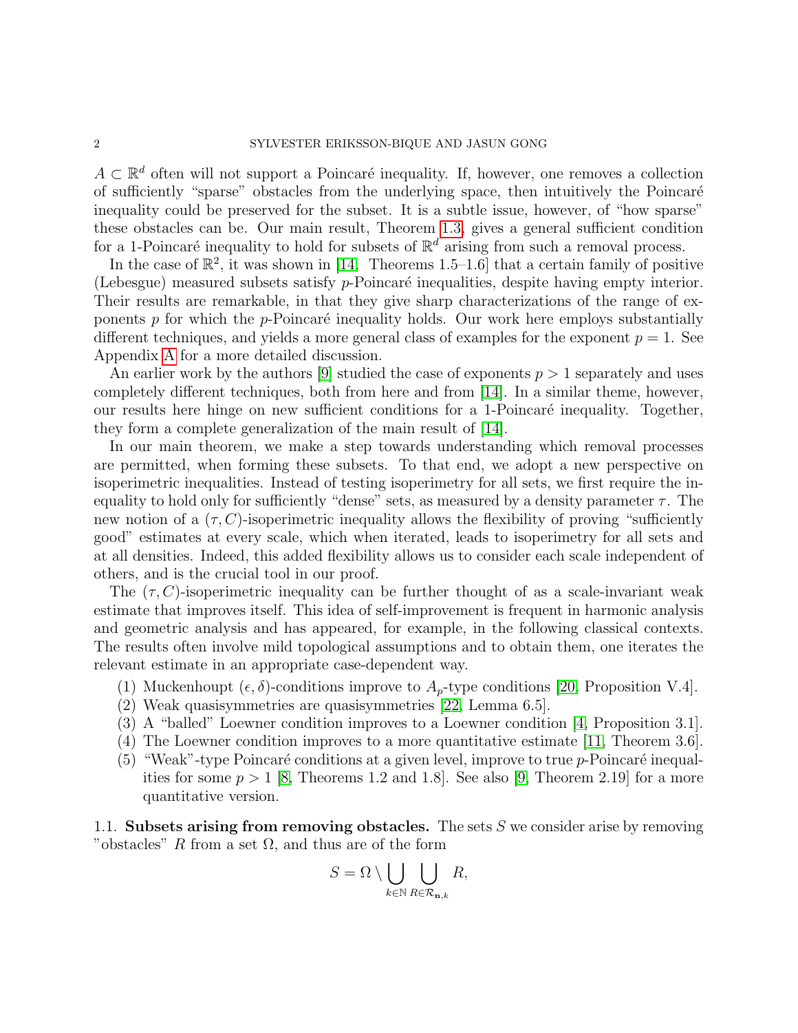$A \subset \mathbb{R}^d$ often will not support a Poincaré inequality. If, however, one removes a collection of sufficiently "sparse" obstacles from the underlying space, then intuitively the Poincaré inequality could be preserved for the subset. It is a subtle issue, however, of "how sparse" these obstacles can be. Our main result, Theorem 1.3, gives a general sufficient condition for a 1-Poincaré inequality to hold for subsets of $\mathbb{R}^d$ arising from such a removal process.

In the case of $\mathbb{R}^2$, it was shown in [14, Theorems 1.5–1.6] that a certain family of positive (Lebesgue) measured subsets satisfy $p$-Poincaré inequalities, despite having empty interior. Their results are remarkable, in that they give sharp characterizations of the range of exponents $p$ for which the $p$-Poincaré inequality holds. Our work here employs substantially different techniques, and yields a more general class of examples for the exponent $p = 1$. See Appendix A for a more detailed discussion.

An earlier work by the authors [9] studied the case of exponents $p > 1$ separately and uses completely different techniques, both from here and from [14]. In a similar theme, however, our results here hinge on new sufficient conditions for a 1-Poincaré inequality. Together, they form a complete generalization of the main result of [14].

In our main theorem, we make a step towards understanding which removal processes are permitted, when forming these subsets. To that end, we adopt a new perspective on isoperimetric inequalities. Instead of testing isoperimetry for all sets, we first require the inequality to hold only for sufficiently "dense" sets, as measured by a density parameter $\tau$. The new notion of a $(\tau, C)$-isoperimetric inequality allows the flexibility of proving "sufficiently good" estimates at every scale, which when iterated, leads to isoperimetry for all sets and at all densities. Indeed, this added flexibility allows us to consider each scale independent of others, and is the crucial tool in our proof.

The $(\tau, C)$-isoperimetric inequality can be further thought of as a scale-invariant weak estimate that improves itself. This idea of self-improvement is frequent in harmonic analysis and geometric analysis and has appeared, for example, in the following classical contexts. The results often involve mild topological assumptions and to obtain them, one iterates the relevant estimate in an appropriate case-dependent way.

1. Muckenhoupt $(\epsilon, \delta)$-conditions improve to $A_p$-type conditions [20, Proposition V.4].
2. Weak quasisymmetries are quasisymmetries [22, Lemma 6.5].
3. A "balled" Loewner condition improves to a Loewner condition [4, Proposition 3.1].
4. The Loewner condition improves to a more quantitative estimate [11, Theorem 3.6].
5. "Weak"-type Poincaré conditions at a given level, improve to true $p$-Poincaré inequalities for some $p > 1$ [8, Theorems 1.2 and 1.8]. See also [9, Theorem 2.19] for a more quantitative version.

## 1.1. Subsets arising from removing obstacles.

The sets $S$ we consider arise by removing "obstacles" $R$ from a set $\Omega$, and thus are of the form

$$S = \Omega \setminus \bigcup_{k \in \mathbb{N}} \bigcup_{R \in \mathcal{R}_{\mathbf{n},k}} R,$$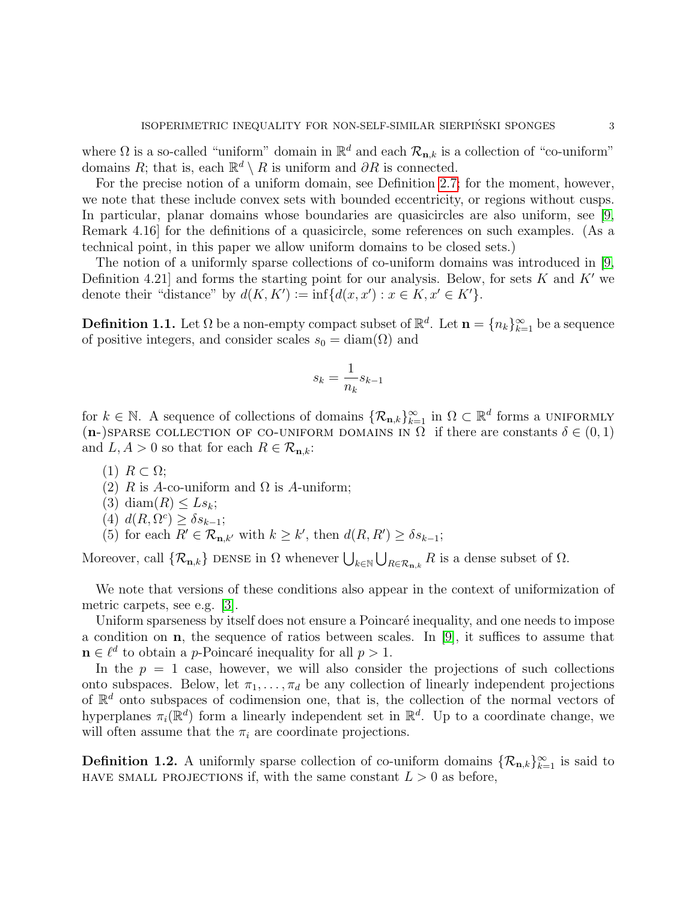where $\Omega$ is a so-called "uniform" domain in $\mathbb{R}^d$ and each $\mathcal{R}_{\mathbf{n},k}$ is a collection of "co-uniform" domains $R$; that is, each $\mathbb{R}^d \setminus R$ is uniform and $\partial R$ is connected.

For the precise notion of a uniform domain, see Definition 2.7; for the moment, however, we note that these include convex sets with bounded eccentricity, or regions without cusps. In particular, planar domains whose boundaries are quasicircles are also uniform, see [9, Remark 4.16] for the definitions of a quasicircle, some references on such examples. (As a technical point, in this paper we allow uniform domains to be closed sets.)

The notion of a uniformly sparse collections of co-uniform domains was introduced in [9, Definition 4.21] and forms the starting point for our analysis. Below, for sets $K$ and $K'$ we denote their "distance" by $d(K, K') := \inf\{d(x, x') : x \in K, x' \in K'\}$.

**Definition 1.1.** Let $\Omega$ be a non-empty compact subset of $\mathbb{R}^d$. Let $\mathbf{n} = \{n_k\}_{k=1}^\infty$ be a sequence of positive integers, and consider scales $s_0 = \operatorname{diam}(\Omega)$ and

$$s_k = \frac{1}{n_k} s_{k-1}$$

for $k \in \mathbb{N}$. A sequence of collections of domains $\{\mathcal{R}_{\mathbf{n},k}\}_{k=1}^\infty$ in $\Omega \subset \mathbb{R}^d$ forms a UNIFORMLY ($\mathbf{n}$-)SPARSE COLLECTION OF CO-UNIFORM DOMAINS IN $\Omega$ if there are constants $\delta \in (0, 1)$ and $L, A > 0$ so that for each $R \in \mathcal{R}_{\mathbf{n},k}$:

(1) $R \subset \Omega$;
(2) $R$ is $A$-co-uniform and $\Omega$ is $A$-uniform;
(3) $\operatorname{diam}(R) \leq L s_k$;
(4) $d(R, \Omega^c) \geq \delta s_{k-1}$;
(5) for each $R' \in \mathcal{R}_{\mathbf{n},k'}$ with $k \geq k'$, then $d(R, R') \geq \delta s_{k-1}$;

Moreover, call $\{\mathcal{R}_{\mathbf{n},k}\}$ DENSE in $\Omega$ whenever $\bigcup_{k \in \mathbb{N}} \bigcup_{R \in \mathcal{R}_{\mathbf{n},k}} R$ is a dense subset of $\Omega$.

We note that versions of these conditions also appear in the context of uniformization of metric carpets, see e.g. [3].

Uniform sparseness by itself does not ensure a Poincaré inequality, and one needs to impose a condition on $\mathbf{n}$, the sequence of ratios between scales. In [9], it suffices to assume that $\mathbf{n} \in \ell^d$ to obtain a $p$-Poincaré inequality for all $p > 1$.

In the $p = 1$ case, however, we will also consider the projections of such collections onto subspaces. Below, let $\pi_1, \ldots, \pi_d$ be any collection of linearly independent projections of $\mathbb{R}^d$ onto subspaces of codimension one, that is, the collection of the normal vectors of hyperplanes $\pi_i(\mathbb{R}^d)$ form a linearly independent set in $\mathbb{R}^d$. Up to a coordinate change, we will often assume that the $\pi_i$ are coordinate projections.

**Definition 1.2.** A uniformly sparse collection of co-uniform domains $\{\mathcal{R}_{\mathbf{n},k}\}_{k=1}^\infty$ is said to HAVE SMALL PROJECTIONS if, with the same constant $L > 0$ as before,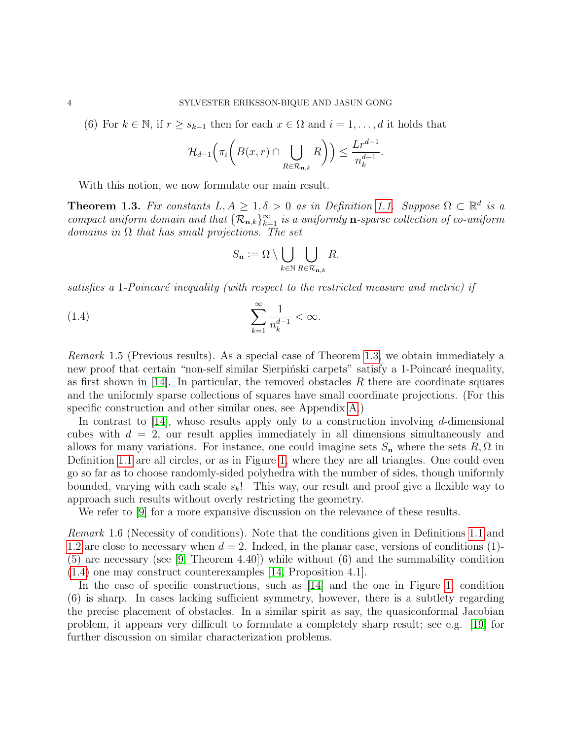(6) For $k \in \mathbb{N}$, if $r \geq s_{k-1}$ then for each $x \in \Omega$ and $i = 1, \ldots, d$ it holds that

$$\mathcal{H}_{d-1}\Big(\pi_i\Big(B(x,r) \cap \bigcup_{R \in \mathcal{R}_{\mathbf{n},k}} R\Big)\Big) \leq \frac{Lr^{d-1}}{n_k^{d-1}}.$$

With this notion, we now formulate our main result.

**Theorem 1.3.** *Fix constants $L, A \geq 1, \delta > 0$ as in Definition 1.1. Suppose $\Omega \subset \mathbb{R}^d$ is a compact uniform domain and that $\{\mathcal{R}_{\mathbf{n},k}\}_{k=1}^\infty$ is a uniformly $\mathbf{n}$-sparse collection of co-uniform domains in $\Omega$ that has small projections. The set*

$$S_{\mathbf{n}} := \Omega \setminus \bigcup_{k \in \mathbb{N}} \bigcup_{R \in \mathcal{R}_{\mathbf{n},k}} R.$$

*satisfies a 1-Poincaré inequality (with respect to the restricted measure and metric) if*

$$\sum_{k=1}^\infty \frac{1}{n_k^{d-1}} < \infty. \tag{1.4}$$

*Remark* 1.5 (Previous results). As a special case of Theorem 1.3, we obtain immediately a new proof that certain "non-self similar Sierpiński carpets" satisfy a 1-Poincaré inequality, as first shown in [14]. In particular, the removed obstacles $R$ there are coordinate squares and the uniformly sparse collections of squares have small coordinate projections. (For this specific construction and other similar ones, see Appendix A.)

In contrast to [14], whose results apply only to a construction involving $d$-dimensional cubes with $d = 2$, our result applies immediately in all dimensions simultaneously and allows for many variations. For instance, one could imagine sets $S_{\mathbf{n}}$ where the sets $R, \Omega$ in Definition 1.1 are all circles, or as in Figure 1, where they are all triangles. One could even go so far as to choose randomly-sided polyhedra with the number of sides, though uniformly bounded, varying with each scale $s_k$! This way, our result and proof give a flexible way to approach such results without overly restricting the geometry.

We refer to [9] for a more expansive discussion on the relevance of these results.

*Remark* 1.6 (Necessity of conditions). Note that the conditions given in Definitions 1.1 and 1.2 are close to necessary when $d = 2$. Indeed, in the planar case, versions of conditions (1)-(5) are necessary (see [9, Theorem 4.40]) while without (6) and the summability condition (1.4) one may construct counterexamples [14, Proposition 4.1].

In the case of specific constructions, such as [14] and the one in Figure 1, condition (6) is sharp. In cases lacking sufficient symmetry, however, there is a subtlety regarding the precise placement of obstacles. In a similar spirit as say, the quasiconformal Jacobian problem, it appears very difficult to formulate a completely sharp result; see e.g. [19] for further discussion on similar characterization problems.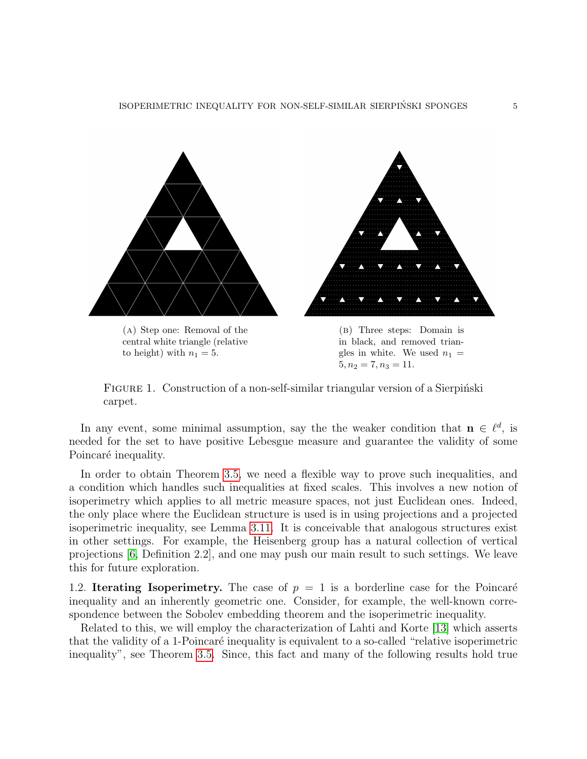(A) Step one: Removal of the central white triangle (relative to height) with $n_1 = 5$.

(B) Three steps: Domain is in black, and removed triangles in white. We used $n_1 = 5, n_2 = 7, n_3 = 11$.

Figure 1. Construction of a non-self-similar triangular version of a Sierpiński carpet.

In any event, some minimal assumption, say the the weaker condition that $\mathbf{n} \in \ell^d$, is needed for the set to have positive Lebesgue measure and guarantee the validity of some Poincaré inequality.

In order to obtain Theorem 3.5, we need a flexible way to prove such inequalities, and a condition which handles such inequalities at fixed scales. This involves a new notion of isoperimetry which applies to all metric measure spaces, not just Euclidean ones. Indeed, the only place where the Euclidean structure is used is in using projections and a projected isoperimetric inequality, see Lemma 3.11. It is conceivable that analogous structures exist in other settings. For example, the Heisenberg group has a natural collection of vertical projections [6, Definition 2.2], and one may push our main result to such settings. We leave this for future exploration.

## 1.2. Iterating Isoperimetry.

The case of $p = 1$ is a borderline case for the Poincaré inequality and an inherently geometric one. Consider, for example, the well-known correspondence between the Sobolev embedding theorem and the isoperimetric inequality.

Related to this, we will employ the characterization of Lahti and Korte [13] which asserts that the validity of a 1-Poincaré inequality is equivalent to a so-called "relative isoperimetric inequality", see Theorem 3.5. Since, this fact and many of the following results hold true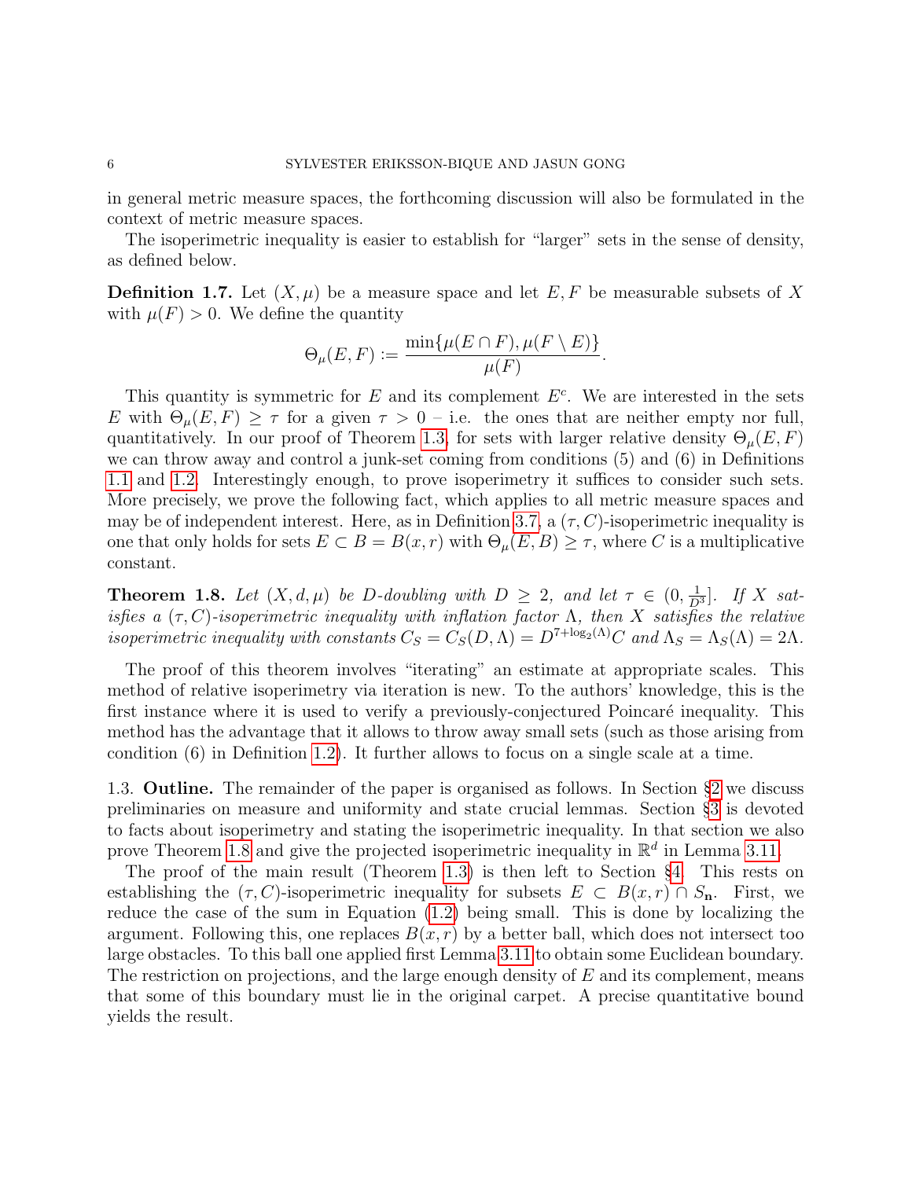in general metric measure spaces, the forthcoming discussion will also be formulated in the context of metric measure spaces.

The isoperimetric inequality is easier to establish for "larger" sets in the sense of density, as defined below.

**Definition 1.7.** Let $(X, \mu)$ be a measure space and let $E, F$ be measurable subsets of $X$ with $\mu(F) > 0$. We define the quantity

$$\Theta_\mu(E, F) := \frac{\min\{\mu(E \cap F), \mu(F \setminus E)\}}{\mu(F)}.$$

This quantity is symmetric for $E$ and its complement $E^c$. We are interested in the sets $E$ with $\Theta_\mu(E, F) \geq \tau$ for a given $\tau > 0$ – i.e. the ones that are neither empty nor full, quantitatively. In our proof of Theorem 1.3, for sets with larger relative density $\Theta_\mu(E, F)$ we can throw away and control a junk-set coming from conditions (5) and (6) in Definitions 1.1 and 1.2. Interestingly enough, to prove isoperimetry it suffices to consider such sets. More precisely, we prove the following fact, which applies to all metric measure spaces and may be of independent interest. Here, as in Definition 3.7, a $(\tau, C)$-isoperimetric inequality is one that only holds for sets $E \subset B = B(x, r)$ with $\Theta_\mu(E, B) \geq \tau$, where $C$ is a multiplicative constant.

**Theorem 1.8.** *Let $(X, d, \mu)$ be $D$-doubling with $D \geq 2$, and let $\tau \in (0, \frac{1}{D^3}]$. If $X$ satisfies a $(\tau, C)$-isoperimetric inequality with inflation factor $\Lambda$, then $X$ satisfies the relative isoperimetric inequality with constants $C_S = C_S(D, \Lambda) = D^{7+\log_2(\Lambda)}C$ and $\Lambda_S = \Lambda_S(\Lambda) = 2\Lambda$.*

The proof of this theorem involves "iterating" an estimate at appropriate scales. This method of relative isoperimetry via iteration is new. To the authors' knowledge, this is the first instance where it is used to verify a previously-conjectured Poincaré inequality. This method has the advantage that it allows to throw away small sets (such as those arising from condition (6) in Definition 1.2). It further allows to focus on a single scale at a time.

1.3. **Outline.** The remainder of the paper is organised as follows. In Section §2 we discuss preliminaries on measure and uniformity and state crucial lemmas. Section §3 is devoted to facts about isoperimetry and stating the isoperimetric inequality. In that section we also prove Theorem 1.8 and give the projected isoperimetric inequality in $\mathbb{R}^d$ in Lemma 3.11.

The proof of the main result (Theorem 1.3) is then left to Section §4. This rests on establishing the $(\tau, C)$-isoperimetric inequality for subsets $E \subset B(x, r) \cap S_{\mathbf{n}}$. First, we reduce the case of the sum in Equation (1.2) being small. This is done by localizing the argument. Following this, one replaces $B(x, r)$ by a better ball, which does not intersect too large obstacles. To this ball one applied first Lemma 3.11 to obtain some Euclidean boundary. The restriction on projections, and the large enough density of $E$ and its complement, means that some of this boundary must lie in the original carpet. A precise quantitative bound yields the result.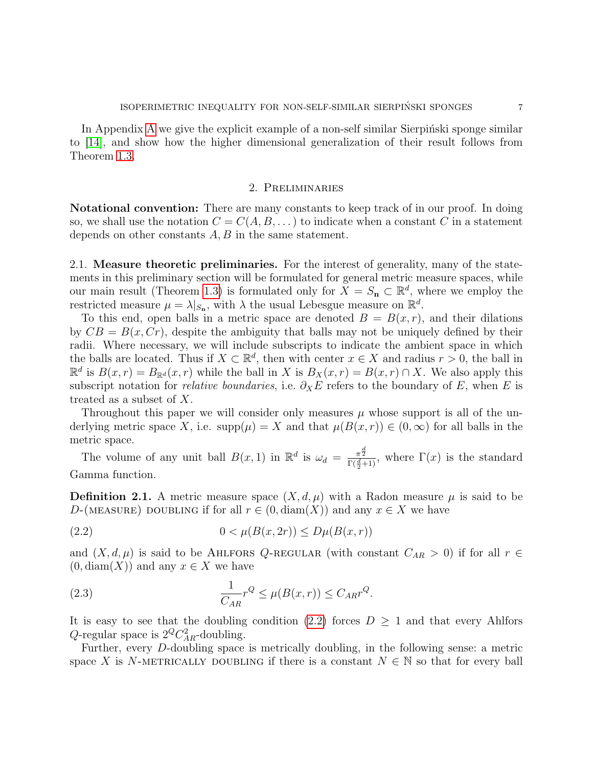In Appendix A we give the explicit example of a non-self similar Sierpiński sponge similar to [14], and show how the higher dimensional generalization of their result follows from Theorem 1.3.

## 2. Preliminaries

**Notational convention:** There are many constants to keep track of in our proof. In doing so, we shall use the notation $C = C(A, B, \dots)$ to indicate when a constant $C$ in a statement depends on other constants $A, B$ in the same statement.

### 2.1. Measure theoretic preliminaries.

For the interest of generality, many of the statements in this preliminary section will be formulated for general metric measure spaces, while our main result (Theorem 1.3) is formulated only for $X = S_{\mathbf{n}} \subset \mathbb{R}^d$, where we employ the restricted measure $\mu = \lambda|_{S_{\mathbf{n}}}$, with $\lambda$ the usual Lebesgue measure on $\mathbb{R}^d$.

To this end, open balls in a metric space are denoted $B = B(x, r)$, and their dilations by $CB = B(x, Cr)$, despite the ambiguity that balls may not be uniquely defined by their radii. Where necessary, we will include subscripts to indicate the ambient space in which the balls are located. Thus if $X \subset \mathbb{R}^d$, then with center $x \in X$ and radius $r > 0$, the ball in $\mathbb{R}^d$ is $B(x, r) = B_{\mathbb{R}^d}(x, r)$ while the ball in $X$ is $B_X(x, r) = B(x, r) \cap X$. We also apply this subscript notation for *relative boundaries*, i.e. $\partial_X E$ refers to the boundary of $E$, when $E$ is treated as a subset of $X$.

Throughout this paper we will consider only measures $\mu$ whose support is all of the underlying metric space $X$, i.e. $\mathrm{supp}(\mu) = X$ and that $\mu(B(x, r)) \in (0, \infty)$ for all balls in the metric space.

The volume of any unit ball $B(x, 1)$ in $\mathbb{R}^d$ is $\omega_d = \frac{\pi^{\frac{d}{2}}}{\Gamma(\frac{d}{2}+1)}$, where $\Gamma(x)$ is the standard Gamma function.

**Definition 2.1.** A metric measure space $(X, d, \mu)$ with a Radon measure $\mu$ is said to be $D$-(measure) doubling if for all $r \in (0, \mathrm{diam}(X))$ and any $x \in X$ we have

$$0 < \mu(B(x, 2r)) \leq D\mu(B(x, r)) \tag{2.2}$$

and $(X, d, \mu)$ is said to be Ahlfors $Q$-regular (with constant $C_{AR} > 0$) if for all $r \in (0, \mathrm{diam}(X))$ and any $x \in X$ we have

$$\frac{1}{C_{AR}} r^Q \leq \mu(B(x, r)) \leq C_{AR} r^Q. \tag{2.3}$$

It is easy to see that the doubling condition (2.2) forces $D \geq 1$ and that every Ahlfors $Q$-regular space is $2^Q C_{AR}^2$-doubling.

Further, every $D$-doubling space is metrically doubling, in the following sense: a metric space $X$ is $N$-metrically doubling if there is a constant $N \in \mathbb{N}$ so that for every ball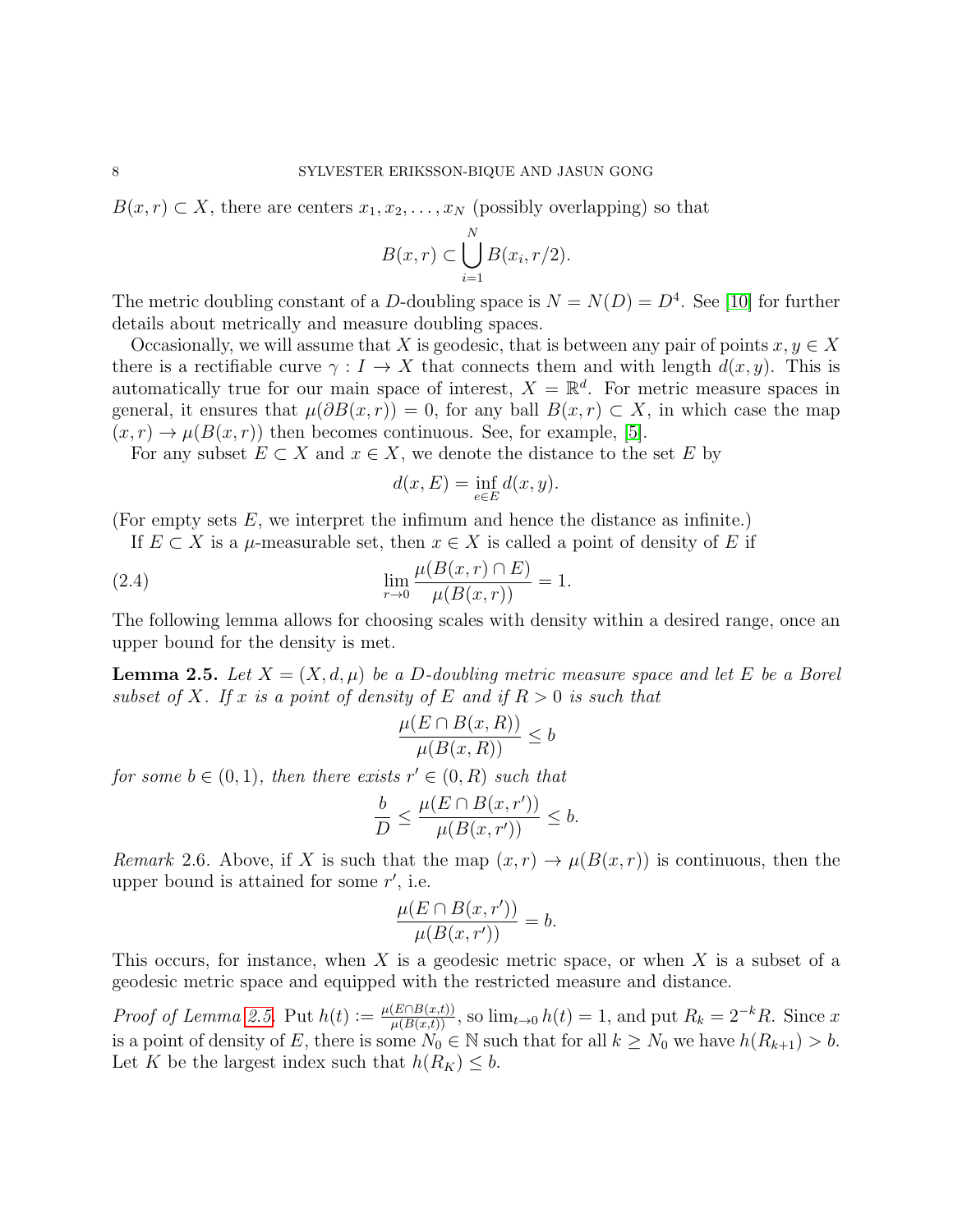$B(x,r) \subset X$, there are centers $x_1, x_2, \ldots, x_N$ (possibly overlapping) so that

$$B(x,r) \subset \bigcup_{i=1}^{N} B(x_i, r/2).$$

The metric doubling constant of a $D$-doubling space is $N = N(D) = D^4$. See [10] for further details about metrically and measure doubling spaces.

Occasionally, we will assume that $X$ is geodesic, that is between any pair of points $x, y \in X$ there is a rectifiable curve $\gamma : I \to X$ that connects them and with length $d(x,y)$. This is automatically true for our main space of interest, $X = \mathbb{R}^d$. For metric measure spaces in general, it ensures that $\mu(\partial B(x,r)) = 0$, for any ball $B(x,r) \subset X$, in which case the map $(x,r) \to \mu(B(x,r))$ then becomes continuous. See, for example, [5].

For any subset $E \subset X$ and $x \in X$, we denote the distance to the set $E$ by

$$d(x,E) = \inf_{e \in E} d(x,y).$$

(For empty sets $E$, we interpret the infimum and hence the distance as infinite.)

If $E \subset X$ is a $\mu$-measurable set, then $x \in X$ is called a point of density of $E$ if

$$\lim_{r \to 0} \frac{\mu(B(x,r) \cap E)}{\mu(B(x,r))} = 1. \tag{2.4}$$

The following lemma allows for choosing scales with density within a desired range, once an upper bound for the density is met.

**Lemma 2.5.** *Let $X = (X, d, \mu)$ be a $D$-doubling metric measure space and let $E$ be a Borel subset of $X$. If $x$ is a point of density of $E$ and if $R > 0$ is such that*

$$\frac{\mu(E \cap B(x,R))}{\mu(B(x,R))} \leq b$$

*for some $b \in (0,1)$, then there exists $r' \in (0,R)$ such that*

$$\frac{b}{D} \leq \frac{\mu(E \cap B(x,r'))}{\mu(B(x,r'))} \leq b.$$

*Remark* 2.6. Above, if $X$ is such that the map $(x,r) \to \mu(B(x,r))$ is continuous, then the upper bound is attained for some $r'$, i.e.

$$\frac{\mu(E \cap B(x,r'))}{\mu(B(x,r'))} = b.$$

This occurs, for instance, when $X$ is a geodesic metric space, or when $X$ is a subset of a geodesic metric space and equipped with the restricted measure and distance.

*Proof of Lemma 2.5.* Put $h(t) := \frac{\mu(E \cap B(x,t))}{\mu(B(x,t))}$, so $\lim_{t \to 0} h(t) = 1$, and put $R_k = 2^{-k}R$. Since $x$ is a point of density of $E$, there is some $N_0 \in \mathbb{N}$ such that for all $k \geq N_0$ we have $h(R_{k+1}) > b$. Let $K$ be the largest index such that $h(R_K) \leq b$.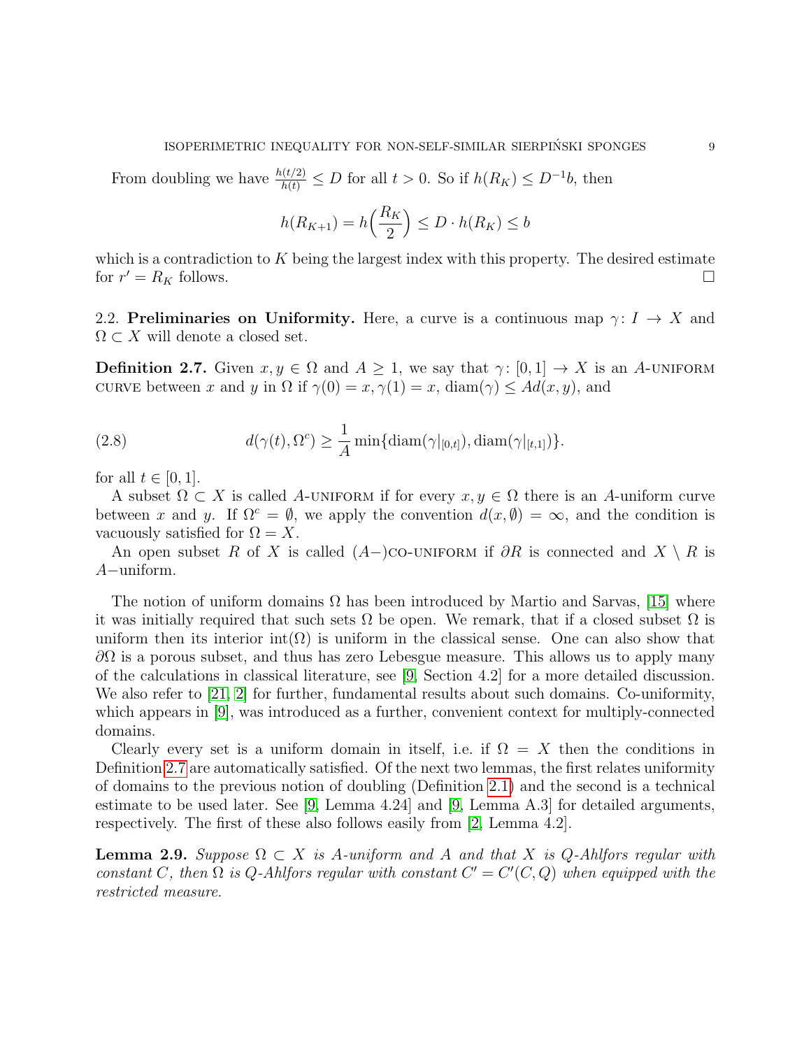From doubling we have $\frac{h(t/2)}{h(t)} \leq D$ for all $t > 0$. So if $h(R_K) \leq D^{-1}b$, then

$$h(R_{K+1}) = h\Big(\frac{R_K}{2}\Big) \leq D \cdot h(R_K) \leq b$$

which is a contradiction to $K$ being the largest index with this property. The desired estimate for $r' = R_K$ follows. □

2.2. **Preliminaries on Uniformity.** Here, a curve is a continuous map $\gamma\colon I \to X$ and $\Omega \subset X$ will denote a closed set.

**Definition 2.7.** Given $x, y \in \Omega$ and $A \geq 1$, we say that $\gamma\colon [0,1] \to X$ is an $A$-UNIFORM CURVE between $x$ and $y$ in $\Omega$ if $\gamma(0) = x, \gamma(1) = x$, $\operatorname{diam}(\gamma) \leq Ad(x,y)$, and

$$d(\gamma(t), \Omega^c) \geq \frac{1}{A} \min\{\operatorname{diam}(\gamma|_{[0,t]}), \operatorname{diam}(\gamma|_{[t,1]})\}. \tag{2.8}$$

for all $t \in [0,1]$.

A subset $\Omega \subset X$ is called $A$-UNIFORM if for every $x, y \in \Omega$ there is an $A$-uniform curve between $x$ and $y$. If $\Omega^c = \emptyset$, we apply the convention $d(x, \emptyset) = \infty$, and the condition is vacuously satisfied for $\Omega = X$.

An open subset $R$ of $X$ is called $(A-)$CO-UNIFORM if $\partial R$ is connected and $X \setminus R$ is $A-$uniform.

The notion of uniform domains $\Omega$ has been introduced by Martio and Sarvas, [15] where it was initially required that such sets $\Omega$ be open. We remark, that if a closed subset $\Omega$ is uniform then its interior $\operatorname{int}(\Omega)$ is uniform in the classical sense. One can also show that $\partial\Omega$ is a porous subset, and thus has zero Lebesgue measure. This allows us to apply many of the calculations in classical literature, see [9, Section 4.2] for a more detailed discussion. We also refer to [21, 2] for further, fundamental results about such domains. Co-uniformity, which appears in [9], was introduced as a further, convenient context for multiply-connected domains.

Clearly every set is a uniform domain in itself, i.e. if $\Omega = X$ then the conditions in Definition 2.7 are automatically satisfied. Of the next two lemmas, the first relates uniformity of domains to the previous notion of doubling (Definition 2.1) and the second is a technical estimate to be used later. See [9, Lemma 4.24] and [9, Lemma A.3] for detailed arguments, respectively. The first of these also follows easily from [2, Lemma 4.2].

**Lemma 2.9.** *Suppose $\Omega \subset X$ is $A$-uniform and $A$ and that $X$ is $Q$-Ahlfors regular with constant $C$, then $\Omega$ is $Q$-Ahlfors regular with constant $C' = C'(C,Q)$ when equipped with the restricted measure.*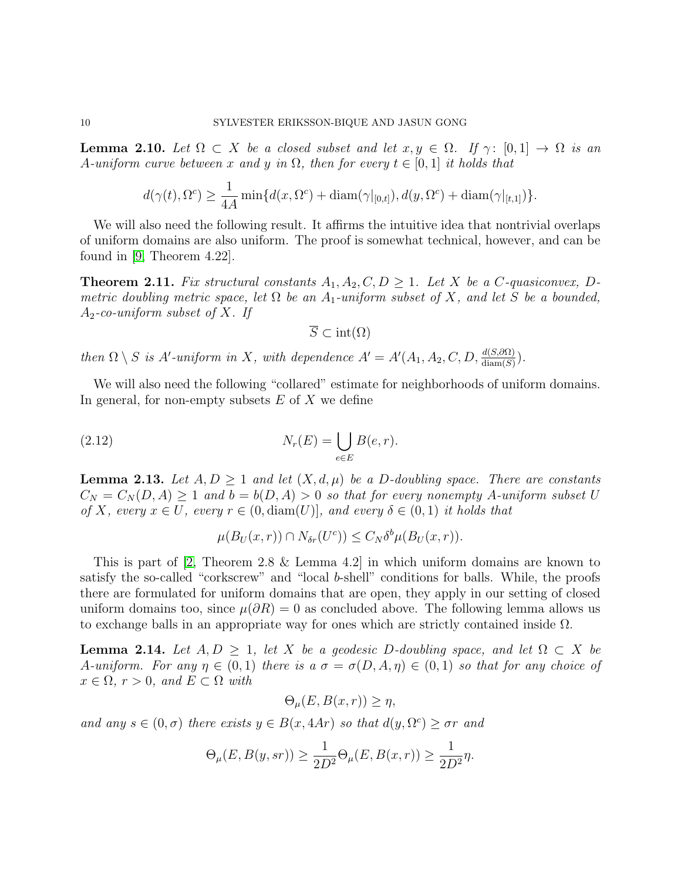**Lemma 2.10.** *Let $\Omega \subset X$ be a closed subset and let $x, y \in \Omega$. If $\gamma\colon [0,1] \to \Omega$ is an $A$-uniform curve between $x$ and $y$ in $\Omega$, then for every $t \in [0,1]$ it holds that*

$$d(\gamma(t), \Omega^c) \geq \frac{1}{4A} \min\{d(x, \Omega^c) + \operatorname{diam}(\gamma|_{[0,t]}), d(y, \Omega^c) + \operatorname{diam}(\gamma|_{[t,1]})\}.$$

We will also need the following result. It affirms the intuitive idea that nontrivial overlaps of uniform domains are also uniform. The proof is somewhat technical, however, and can be found in [9, Theorem 4.22].

**Theorem 2.11.** *Fix structural constants $A_1, A_2, C, D \geq 1$. Let $X$ be a $C$-quasiconvex, $D$-metric doubling metric space, let $\Omega$ be an $A_1$-uniform subset of $X$, and let $S$ be a bounded, $A_2$-co-uniform subset of $X$. If*

$$\overline{S} \subset \operatorname{int}(\Omega)$$

*then $\Omega \setminus S$ is $A'$-uniform in $X$, with dependence $A' = A'(A_1, A_2, C, D, \frac{d(S, \partial\Omega)}{\operatorname{diam}(S)})$.*

We will also need the following "collared" estimate for neighborhoods of uniform domains. In general, for non-empty subsets $E$ of $X$ we define

$$N_r(E) = \bigcup_{e \in E} B(e, r). \tag{2.12}$$

**Lemma 2.13.** *Let $A, D \geq 1$ and let $(X, d, \mu)$ be a $D$-doubling space. There are constants $C_N = C_N(D, A) \geq 1$ and $b = b(D, A) > 0$ so that for every nonempty $A$-uniform subset $U$ of $X$, every $x \in U$, every $r \in (0, \operatorname{diam}(U)]$, and every $\delta \in (0,1)$ it holds that*

$$\mu(B_U(x, r)) \cap N_{\delta r}(U^c)) \leq C_N \delta^b \mu(B_U(x, r)).$$

This is part of [2, Theorem 2.8 & Lemma 4.2] in which uniform domains are known to satisfy the so-called "corkscrew" and "local $b$-shell" conditions for balls. While, the proofs there are formulated for uniform domains that are open, they apply in our setting of closed uniform domains too, since $\mu(\partial R) = 0$ as concluded above. The following lemma allows us to exchange balls in an appropriate way for ones which are strictly contained inside $\Omega$.

**Lemma 2.14.** *Let $A, D \geq 1$, let $X$ be a geodesic $D$-doubling space, and let $\Omega \subset X$ be $A$-uniform. For any $\eta \in (0,1)$ there is a $\sigma = \sigma(D, A, \eta) \in (0,1)$ so that for any choice of $x \in \Omega$, $r > 0$, and $E \subset \Omega$ with*

$$\Theta_\mu(E, B(x, r)) \geq \eta,$$

*and any $s \in (0, \sigma)$ there exists $y \in B(x, 4Ar)$ so that $d(y, \Omega^c) \geq \sigma r$ and*

$$\Theta_\mu(E, B(y, sr)) \geq \frac{1}{2D^2} \Theta_\mu(E, B(x, r)) \geq \frac{1}{2D^2} \eta.$$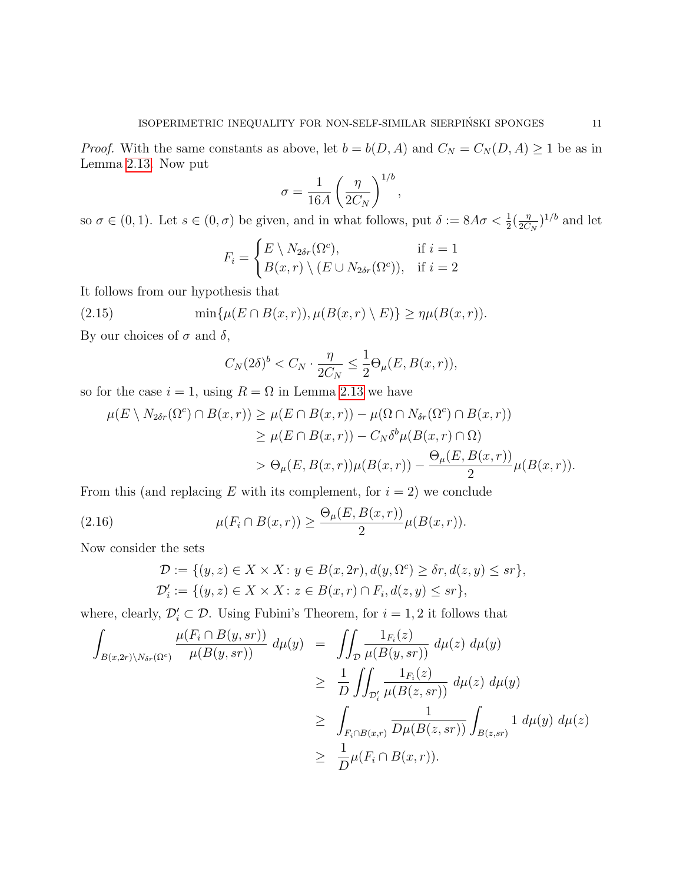*Proof.* With the same constants as above, let $b = b(D, A)$ and $C_N = C_N(D, A) \geq 1$ be as in Lemma 2.13. Now put

$$\sigma = \frac{1}{16A}\left(\frac{\eta}{2C_N}\right)^{1/b},$$

so $\sigma \in (0, 1)$. Let $s \in (0, \sigma)$ be given, and in what follows, put $\delta := 8A\sigma < \frac{1}{2}(\frac{\eta}{2C_N})^{1/b}$ and let

$$F_i = \begin{cases} E \setminus N_{2\delta r}(\Omega^c), & \text{if } i = 1 \\ B(x, r) \setminus (E \cup N_{2\delta r}(\Omega^c)), & \text{if } i = 2 \end{cases}$$

It follows from our hypothesis that

$$\min\{\mu(E \cap B(x, r)), \mu(B(x, r) \setminus E)\} \geq \eta\mu(B(x, r)). \tag{2.15}$$

By our choices of $\sigma$ and $\delta$,

$$C_N(2\delta)^b < C_N \cdot \frac{\eta}{2C_N} \leq \frac{1}{2}\Theta_\mu(E, B(x, r)),$$

so for the case $i = 1$, using $R = \Omega$ in Lemma 2.13 we have

$$\begin{aligned} \mu(E \setminus N_{2\delta r}(\Omega^c) \cap B(x, r)) &\geq \mu(E \cap B(x, r)) - \mu(\Omega \cap N_{\delta r}(\Omega^c) \cap B(x, r)) \\ &\geq \mu(E \cap B(x, r)) - C_N\delta^b\mu(B(x, r) \cap \Omega) \\ &> \Theta_\mu(E, B(x, r))\mu(B(x, r)) - \frac{\Theta_\mu(E, B(x, r))}{2}\mu(B(x, r)). \end{aligned}$$

From this (and replacing $E$ with its complement, for $i = 2$) we conclude

$$\mu(F_i \cap B(x, r)) \geq \frac{\Theta_\mu(E, B(x, r))}{2}\mu(B(x, r)). \tag{2.16}$$

Now consider the sets

$$\begin{aligned} \mathcal{D} &:= \{(y, z) \in X \times X : y \in B(x, 2r), d(y, \Omega^c) \geq \delta r, d(z, y) \leq sr\}, \\ \mathcal{D}'_i &:= \{(y, z) \in X \times X : z \in B(x, r) \cap F_i, d(z, y) \leq sr\}, \end{aligned}$$

where, clearly, $\mathcal{D}'_i \subset \mathcal{D}$. Using Fubini's Theorem, for $i = 1, 2$ it follows that

$$\begin{aligned} \int_{B(x,2r)\setminus N_{\delta r}(\Omega^c)} \frac{\mu(F_i \cap B(y, sr))}{\mu(B(y, sr))}\, d\mu(y) &= \iint_{\mathcal{D}} \frac{1_{F_i}(z)}{\mu(B(y, sr))}\, d\mu(z)\, d\mu(y) \\ &\geq \frac{1}{D}\iint_{\mathcal{D}'_i} \frac{1_{F_i}(z)}{\mu(B(z, sr))}\, d\mu(z)\, d\mu(y) \\ &\geq \int_{F_i \cap B(x,r)} \frac{1}{D\mu(B(z, sr))}\int_{B(z,sr)} 1\, d\mu(y)\, d\mu(z) \\ &\geq \frac{1}{D}\mu(F_i \cap B(x, r)). \end{aligned}$$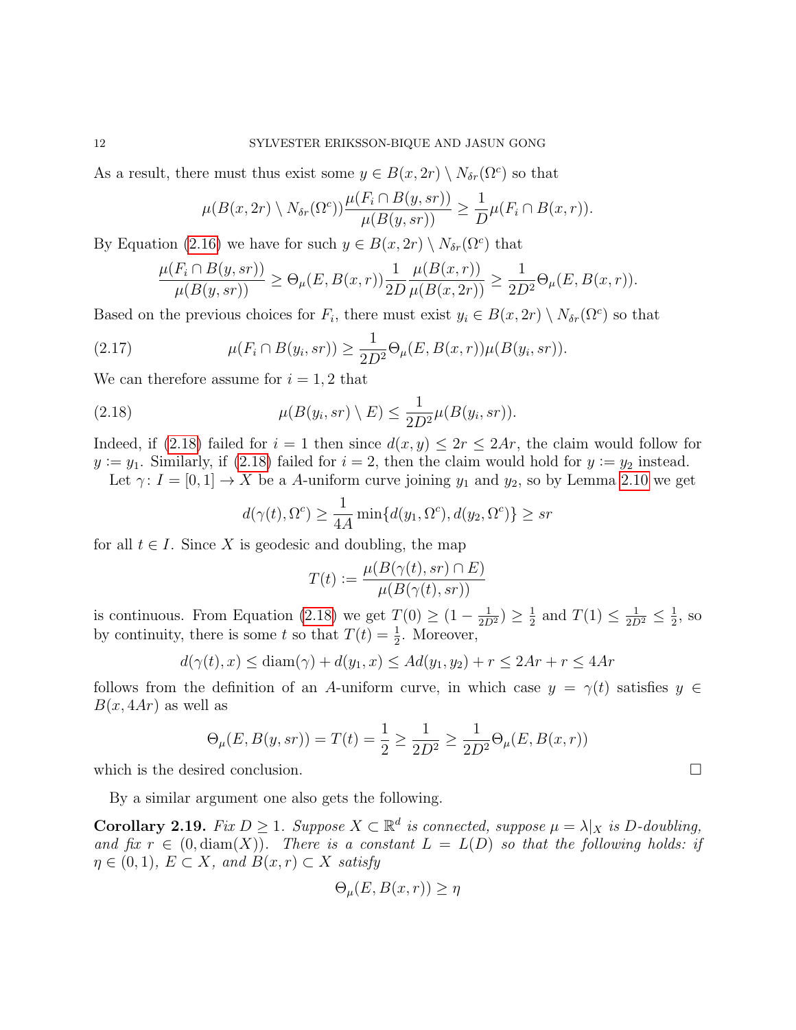As a result, there must thus exist some $y \in B(x, 2r) \setminus N_{\delta r}(\Omega^c)$ so that

$$\mu(B(x, 2r) \setminus N_{\delta r}(\Omega^c)) \frac{\mu(F_i \cap B(y, sr))}{\mu(B(y, sr))} \geq \frac{1}{D} \mu(F_i \cap B(x, r)).$$

By Equation (2.16) we have for such $y \in B(x, 2r) \setminus N_{\delta r}(\Omega^c)$ that

$$\frac{\mu(F_i \cap B(y, sr))}{\mu(B(y, sr))} \geq \Theta_\mu(E, B(x, r)) \frac{1}{2D} \frac{\mu(B(x, r))}{\mu(B(x, 2r))} \geq \frac{1}{2D^2} \Theta_\mu(E, B(x, r)).$$

Based on the previous choices for $F_i$, there must exist $y_i \in B(x, 2r) \setminus N_{\delta r}(\Omega^c)$ so that

$$\mu(F_i \cap B(y_i, sr)) \geq \frac{1}{2D^2} \Theta_\mu(E, B(x, r)) \mu(B(y_i, sr)). \tag{2.17}$$

We can therefore assume for $i = 1, 2$ that

$$\mu(B(y_i, sr) \setminus E) \leq \frac{1}{2D^2} \mu(B(y_i, sr)). \tag{2.18}$$

Indeed, if (2.18) failed for $i = 1$ then since $d(x, y) \leq 2r \leq 2Ar$, the claim would follow for $y := y_1$. Similarly, if (2.18) failed for $i = 2$, then the claim would hold for $y := y_2$ instead.

Let $\gamma \colon I = [0, 1] \to X$ be a $A$-uniform curve joining $y_1$ and $y_2$, so by Lemma 2.10 we get

$$d(\gamma(t), \Omega^c) \geq \frac{1}{4A} \min\{d(y_1, \Omega^c), d(y_2, \Omega^c)\} \geq sr$$

for all $t \in I$. Since $X$ is geodesic and doubling, the map

$$T(t) := \frac{\mu(B(\gamma(t), sr) \cap E)}{\mu(B(\gamma(t), sr))}$$

is continuous. From Equation (2.18) we get $T(0) \geq (1 - \frac{1}{2D^2}) \geq \frac{1}{2}$ and $T(1) \leq \frac{1}{2D^2} \leq \frac{1}{2}$, so by continuity, there is some $t$ so that $T(t) = \frac{1}{2}$. Moreover,

$$d(\gamma(t), x) \leq \operatorname{diam}(\gamma) + d(y_1, x) \leq A d(y_1, y_2) + r \leq 2Ar + r \leq 4Ar$$

follows from the definition of an $A$-uniform curve, in which case $y = \gamma(t)$ satisfies $y \in B(x, 4Ar)$ as well as

$$\Theta_\mu(E, B(y, sr)) = T(t) = \frac{1}{2} \geq \frac{1}{2D^2} \geq \frac{1}{2D^2} \Theta_\mu(E, B(x, r))$$

which is the desired conclusion. $\square$

By a similar argument one also gets the following.

**Corollary 2.19.** *Fix $D \geq 1$. Suppose $X \subset \mathbb{R}^d$ is connected, suppose $\mu = \lambda|_X$ is $D$-doubling, and fix $r \in (0, \operatorname{diam}(X))$. There is a constant $L = L(D)$ so that the following holds: if $\eta \in (0, 1)$, $E \subset X$, and $B(x, r) \subset X$ satisfy*

$$\Theta_\mu(E, B(x, r)) \geq \eta$$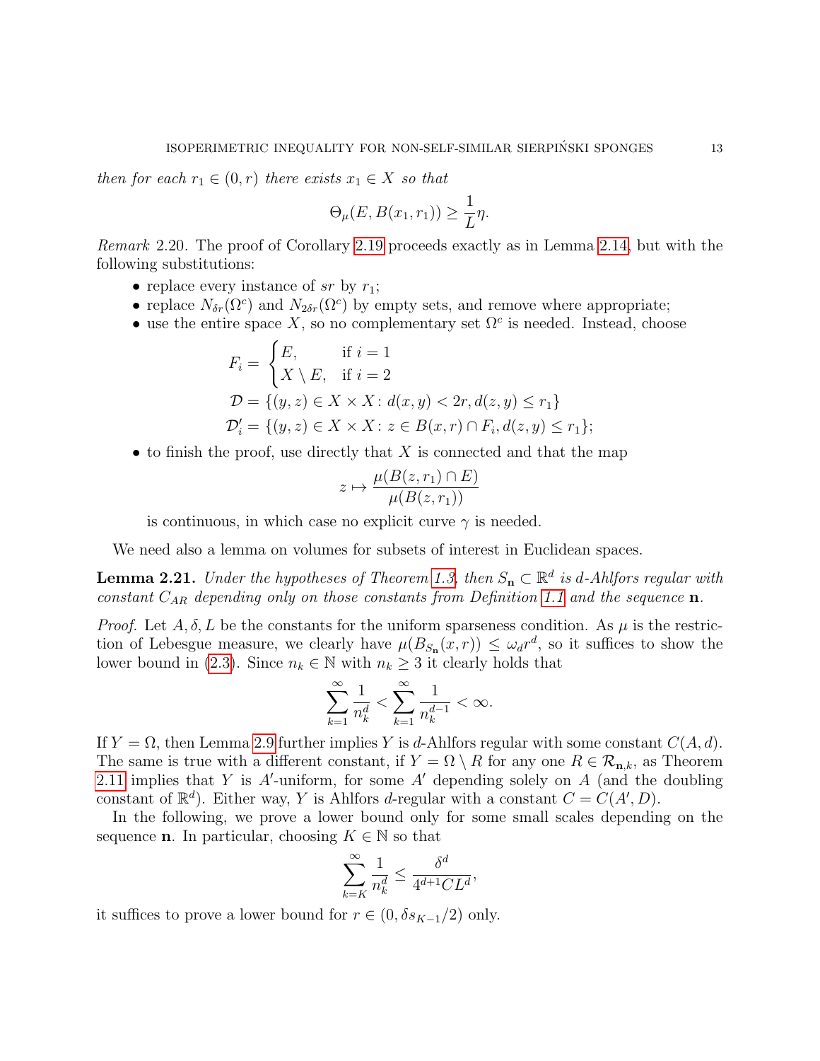*then for each* $r_1 \in (0, r)$ *there exists* $x_1 \in X$ *so that*

$$\Theta_\mu(E, B(x_1, r_1)) \geq \frac{1}{L}\eta.$$

*Remark* 2.20. The proof of Corollary 2.19 proceeds exactly as in Lemma 2.14, but with the following substitutions:

- replace every instance of $sr$ by $r_1$;
- replace $N_{\delta r}(\Omega^c)$ and $N_{2\delta r}(\Omega^c)$ by empty sets, and remove where appropriate;
- use the entire space $X$, so no complementary set $\Omega^c$ is needed. Instead, choose

$$F_i = \begin{cases} E, & \text{if } i = 1 \\ X \setminus E, & \text{if } i = 2 \end{cases}$$
$$\mathcal{D} = \{(y, z) \in X \times X : d(x, y) < 2r, d(z, y) \leq r_1\}$$
$$\mathcal{D}'_i = \{(y, z) \in X \times X : z \in B(x, r) \cap F_i, d(z, y) \leq r_1\};$$

- to finish the proof, use directly that $X$ is connected and that the map

$$z \mapsto \frac{\mu(B(z, r_1) \cap E)}{\mu(B(z, r_1))}$$

is continuous, in which case no explicit curve $\gamma$ is needed.

We need also a lemma on volumes for subsets of interest in Euclidean spaces.

**Lemma 2.21.** *Under the hypotheses of Theorem 1.3, then* $S_{\mathbf{n}} \subset \mathbb{R}^d$ *is* $d$*-Ahlfors regular with constant* $C_{AR}$ *depending only on those constants from Definition 1.1 and the sequence* $\mathbf{n}$.

*Proof.* Let $A, \delta, L$ be the constants for the uniform sparseness condition. As $\mu$ is the restriction of Lebesgue measure, we clearly have $\mu(B_{S_{\mathbf{n}}}(x, r)) \leq \omega_d r^d$, so it suffices to show the lower bound in (2.3). Since $n_k \in \mathbb{N}$ with $n_k \geq 3$ it clearly holds that

$$\sum_{k=1}^{\infty} \frac{1}{n_k^d} < \sum_{k=1}^{\infty} \frac{1}{n_k^{d-1}} < \infty.$$

If $Y = \Omega$, then Lemma 2.9 further implies $Y$ is $d$-Ahlfors regular with some constant $C(A, d)$. The same is true with a different constant, if $Y = \Omega \setminus R$ for any one $R \in \mathcal{R}_{\mathbf{n},k}$, as Theorem 2.11 implies that $Y$ is $A'$-uniform, for some $A'$ depending solely on $A$ (and the doubling constant of $\mathbb{R}^d$). Either way, $Y$ is Ahlfors $d$-regular with a constant $C = C(A', D)$.

In the following, we prove a lower bound only for some small scales depending on the sequence $\mathbf{n}$. In particular, choosing $K \in \mathbb{N}$ so that

$$\sum_{k=K}^{\infty} \frac{1}{n_k^d} \leq \frac{\delta^d}{4^{d+1} C L^d},$$

it suffices to prove a lower bound for $r \in (0, \delta s_{K-1}/2)$ only.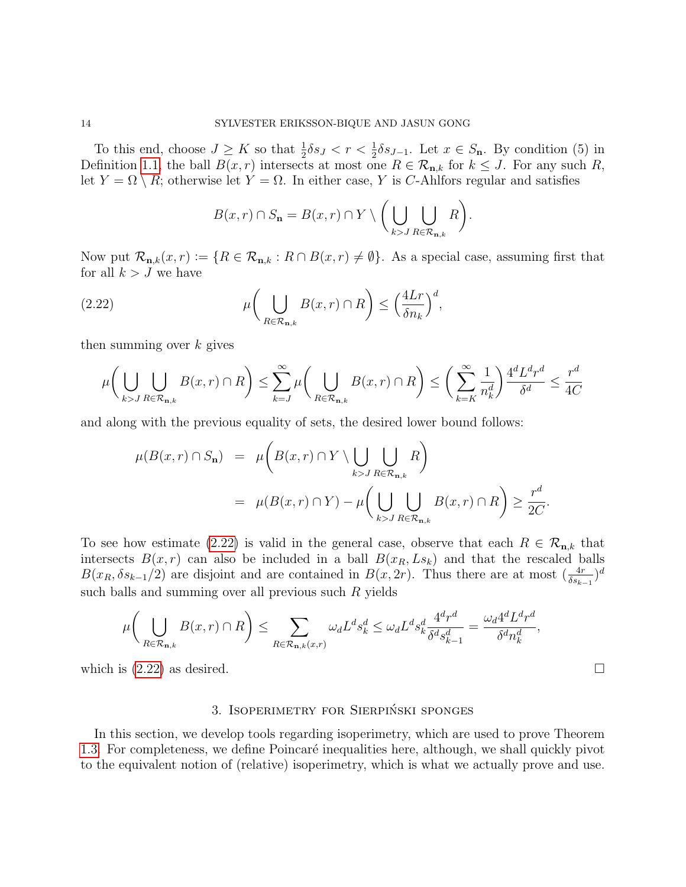To this end, choose $J \geq K$ so that $\frac{1}{2}\delta s_J < r < \frac{1}{2}\delta s_{J-1}$. Let $x \in S_{\mathbf{n}}$. By condition (5) in Definition 1.1, the ball $B(x,r)$ intersects at most one $R \in \mathcal{R}_{\mathbf{n},k}$ for $k \leq J$. For any such $R$, let $Y = \Omega \setminus R$; otherwise let $Y = \Omega$. In either case, $Y$ is $C$-Ahlfors regular and satisfies

$$B(x,r) \cap S_{\mathbf{n}} = B(x,r) \cap Y \setminus \bigg( \bigcup_{k>J} \bigcup_{R \in \mathcal{R}_{\mathbf{n},k}} R \bigg).$$

Now put $\mathcal{R}_{\mathbf{n},k}(x,r) := \{R \in \mathcal{R}_{\mathbf{n},k} : R \cap B(x,r) \neq \emptyset\}$. As a special case, assuming first that for all $k > J$ we have

$$\mu\bigg( \bigcup_{R \in \mathcal{R}_{\mathbf{n},k}} B(x,r) \cap R \bigg) \leq \Big( \frac{4Lr}{\delta n_k} \Big)^d, \tag{2.22}$$

then summing over $k$ gives

$$\mu\bigg( \bigcup_{k>J} \bigcup_{R \in \mathcal{R}_{\mathbf{n},k}} B(x,r) \cap R \bigg) \leq \sum_{k=J}^{\infty} \mu\bigg( \bigcup_{R \in \mathcal{R}_{\mathbf{n},k}} B(x,r) \cap R \bigg) \leq \bigg( \sum_{k=K}^{\infty} \frac{1}{n_k^d} \bigg) \frac{4^d L^d r^d}{\delta^d} \leq \frac{r^d}{4C}$$

and along with the previous equality of sets, the desired lower bound follows:

$$\begin{aligned}
\mu(B(x,r) \cap S_{\mathbf{n}}) &= \mu\bigg( B(x,r) \cap Y \setminus \bigcup_{k>J} \bigcup_{R \in \mathcal{R}_{\mathbf{n},k}} R \bigg) \\
&= \mu(B(x,r) \cap Y) - \mu\bigg( \bigcup_{k>J} \bigcup_{R \in \mathcal{R}_{\mathbf{n},k}} B(x,r) \cap R \bigg) \geq \frac{r^d}{2C}.
\end{aligned}$$

To see how estimate (2.22) is valid in the general case, observe that each $R \in \mathcal{R}_{\mathbf{n},k}$ that intersects $B(x,r)$ can also be included in a ball $B(x_R, Ls_k)$ and that the rescaled balls $B(x_R, \delta s_{k-1}/2)$ are disjoint and are contained in $B(x,2r)$. Thus there are at most $(\frac{4r}{\delta s_{k-1}})^d$ such balls and summing over all previous such $R$ yields

$$\mu\bigg( \bigcup_{R \in \mathcal{R}_{\mathbf{n},k}} B(x,r) \cap R \bigg) \leq \sum_{R \in \mathcal{R}_{\mathbf{n},k}(x,r)} \omega_d L^d s_k^d \leq \omega_d L^d s_k^d \frac{4^d r^d}{\delta^d s_{k-1}^d} = \frac{\omega_d 4^d L^d r^d}{\delta^d n_k^d},$$

which is (2.22) as desired. $\square$

## 3. Isoperimetry for Sierpiński sponges

In this section, we develop tools regarding isoperimetry, which are used to prove Theorem 1.3. For completeness, we define Poincaré inequalities here, although, we shall quickly pivot to the equivalent notion of (relative) isoperimetry, which is what we actually prove and use.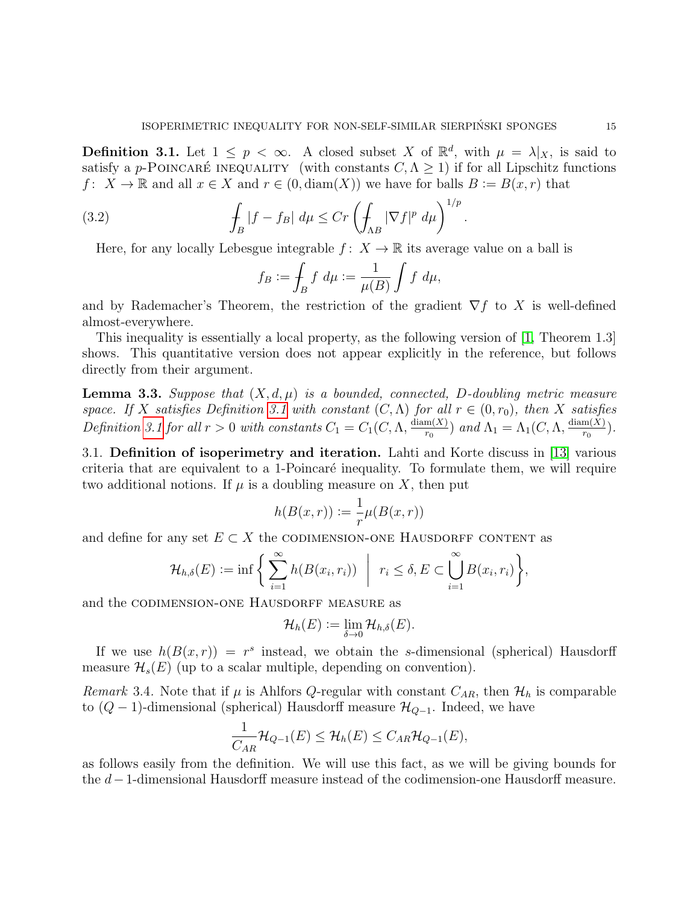**Definition 3.1.** Let $1 \leq p < \infty$. A closed subset $X$ of $\mathbb{R}^d$, with $\mu = \lambda|_X$, is said to satisfy a $p$-Poincaré inequality (with constants $C, \Lambda \geq 1$) if for all Lipschitz functions $f\colon X \to \mathbb{R}$ and all $x \in X$ and $r \in (0, \operatorname{diam}(X))$ we have for balls $B := B(x,r)$ that

$$\fint_B |f - f_B| \, d\mu \leq Cr \left( \fint_{\Lambda B} |\nabla f|^p \, d\mu \right)^{1/p}. \tag{3.2}$$

Here, for any locally Lebesgue integrable $f\colon X \to \mathbb{R}$ its average value on a ball is

$$f_B := \fint_B f \, d\mu := \frac{1}{\mu(B)} \int f \, d\mu,$$

and by Rademacher's Theorem, the restriction of the gradient $\nabla f$ to $X$ is well-defined almost-everywhere.

This inequality is essentially a local property, as the following version of [1, Theorem 1.3] shows. This quantitative version does not appear explicitly in the reference, but follows directly from their argument.

**Lemma 3.3.** *Suppose that $(X, d, \mu)$ is a bounded, connected, $D$-doubling metric measure space. If $X$ satisfies Definition 3.1 with constant $(C, \Lambda)$ for all $r \in (0, r_0)$, then $X$ satisfies Definition 3.1 for all $r > 0$ with constants $C_1 = C_1(C, \Lambda, \frac{\operatorname{diam}(X)}{r_0})$ and $\Lambda_1 = \Lambda_1(C, \Lambda, \frac{\operatorname{diam}(X)}{r_0})$.*

### 3.1. Definition of isoperimetry and iteration.

Lahti and Korte discuss in [13] various criteria that are equivalent to a 1-Poincaré inequality. To formulate them, we will require two additional notions. If $\mu$ is a doubling measure on $X$, then put

$$h(B(x,r)) := \frac{1}{r} \mu(B(x,r))$$

and define for any set $E \subset X$ the codimension-one Hausdorff content as

$$\mathcal{H}_{h,\delta}(E) := \inf \left\{ \sum_{i=1}^{\infty} h(B(x_i, r_i)) \;\middle|\; r_i \leq \delta, E \subset \bigcup_{i=1}^{\infty} B(x_i, r_i) \right\},$$

and the codimension-one Hausdorff measure as

$$\mathcal{H}_h(E) := \lim_{\delta \to 0} \mathcal{H}_{h,\delta}(E).$$

If we use $h(B(x,r)) = r^s$ instead, we obtain the $s$-dimensional (spherical) Hausdorff measure $\mathcal{H}_s(E)$ (up to a scalar multiple, depending on convention).

*Remark* 3.4. Note that if $\mu$ is Ahlfors $Q$-regular with constant $C_{AR}$, then $\mathcal{H}_h$ is comparable to $(Q-1)$-dimensional (spherical) Hausdorff measure $\mathcal{H}_{Q-1}$. Indeed, we have

$$\frac{1}{C_{AR}} \mathcal{H}_{Q-1}(E) \leq \mathcal{H}_h(E) \leq C_{AR} \mathcal{H}_{Q-1}(E),$$

as follows easily from the definition. We will use this fact, as we will be giving bounds for the $d-1$-dimensional Hausdorff measure instead of the codimension-one Hausdorff measure.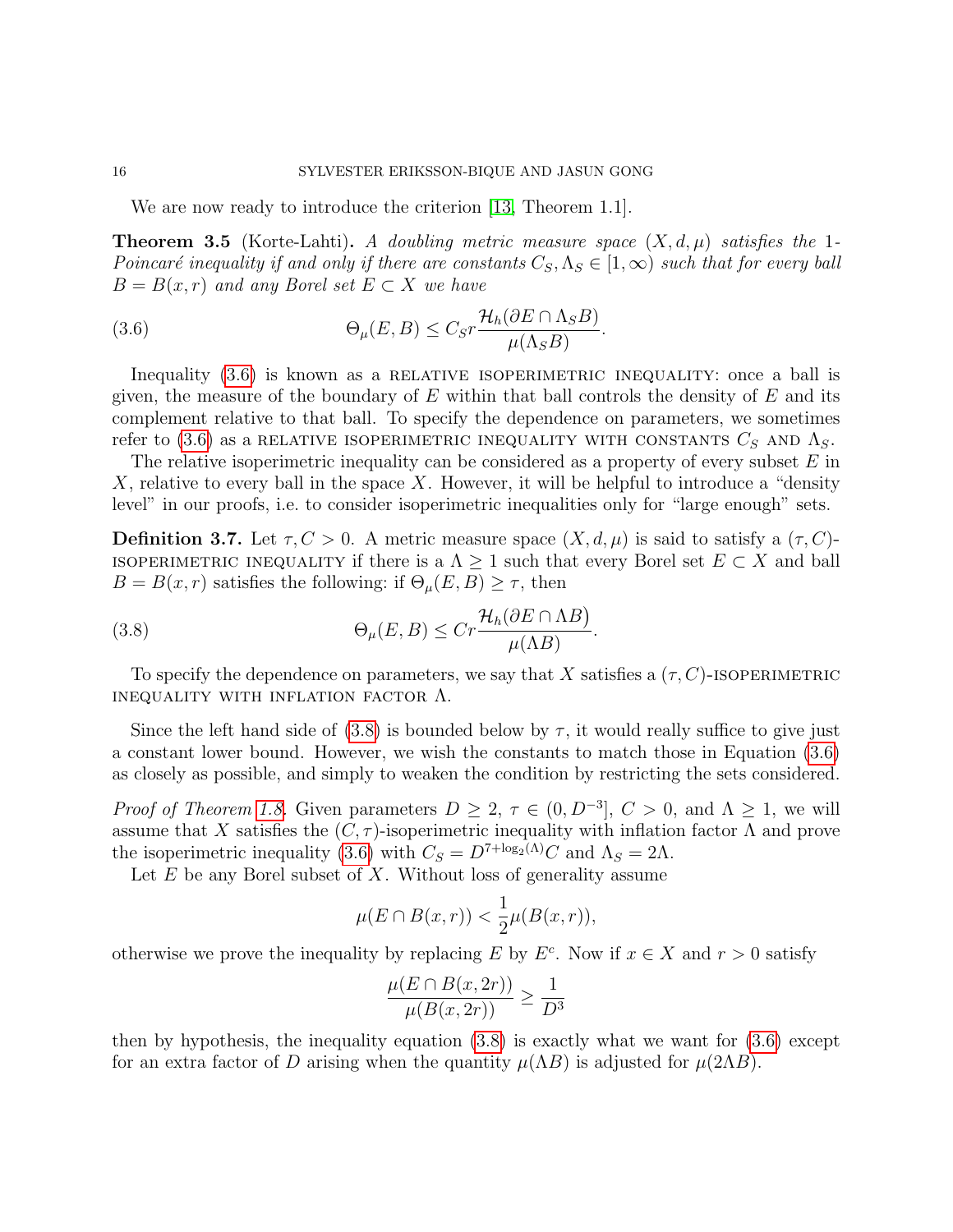We are now ready to introduce the criterion [13, Theorem 1.1].

**Theorem 3.5** (Korte-Lahti)**.** *A doubling metric measure space $(X, d, \mu)$ satisfies the 1-Poincaré inequality if and only if there are constants $C_S, \Lambda_S \in [1, \infty)$ such that for every ball $B = B(x, r)$ and any Borel set $E \subset X$ we have*

$$\Theta_\mu(E, B) \leq C_S r \frac{\mathcal{H}_h(\partial E \cap \Lambda_S B)}{\mu(\Lambda_S B)}. \tag{3.6}$$

Inequality (3.6) is known as a RELATIVE ISOPERIMETRIC INEQUALITY: once a ball is given, the measure of the boundary of $E$ within that ball controls the density of $E$ and its complement relative to that ball. To specify the dependence on parameters, we sometimes refer to (3.6) as a RELATIVE ISOPERIMETRIC INEQUALITY WITH CONSTANTS $C_S$ AND $\Lambda_S$.

The relative isoperimetric inequality can be considered as a property of every subset $E$ in $X$, relative to every ball in the space $X$. However, it will be helpful to introduce a "density level" in our proofs, i.e. to consider isoperimetric inequalities only for "large enough" sets.

**Definition 3.7.** Let $\tau, C > 0$. A metric measure space $(X, d, \mu)$ is said to satisfy a $(\tau, C)$-ISOPERIMETRIC INEQUALITY if there is a $\Lambda \geq 1$ such that every Borel set $E \subset X$ and ball $B = B(x, r)$ satisfies the following: if $\Theta_\mu(E, B) \geq \tau$, then

$$\Theta_\mu(E, B) \leq C r \frac{\mathcal{H}_h(\partial E \cap \Lambda B)}{\mu(\Lambda B)}. \tag{3.8}$$

To specify the dependence on parameters, we say that $X$ satisfies a $(\tau, C)$-ISOPERIMETRIC INEQUALITY WITH INFLATION FACTOR $\Lambda$.

Since the left hand side of (3.8) is bounded below by $\tau$, it would really suffice to give just a constant lower bound. However, we wish the constants to match those in Equation (3.6) as closely as possible, and simply to weaken the condition by restricting the sets considered.

*Proof of Theorem 1.8.* Given parameters $D \geq 2$, $\tau \in (0, D^{-3}]$, $C > 0$, and $\Lambda \geq 1$, we will assume that $X$ satisfies the $(C, \tau)$-isoperimetric inequality with inflation factor $\Lambda$ and prove the isoperimetric inequality (3.6) with $C_S = D^{7 + \log_2(\Lambda)} C$ and $\Lambda_S = 2\Lambda$.

Let $E$ be any Borel subset of $X$. Without loss of generality assume

$$\mu(E \cap B(x, r)) < \frac{1}{2} \mu(B(x, r)),$$

otherwise we prove the inequality by replacing $E$ by $E^c$. Now if $x \in X$ and $r > 0$ satisfy

$$\frac{\mu(E \cap B(x, 2r))}{\mu(B(x, 2r))} \geq \frac{1}{D^3}$$

then by hypothesis, the inequality equation (3.8) is exactly what we want for (3.6) except for an extra factor of $D$ arising when the quantity $\mu(\Lambda B)$ is adjusted for $\mu(2\Lambda B)$.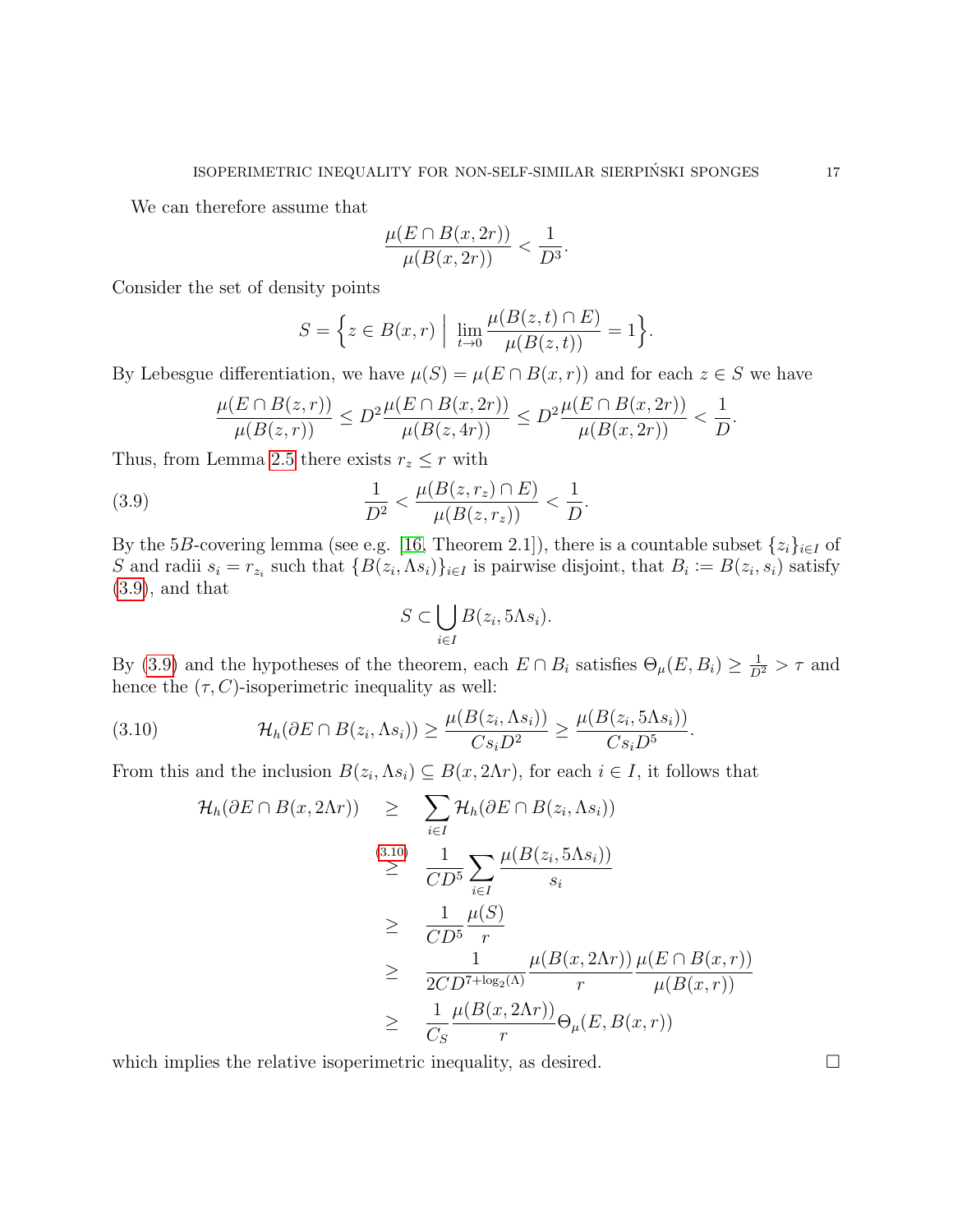We can therefore assume that

$$\frac{\mu(E \cap B(x, 2r))}{\mu(B(x, 2r))} < \frac{1}{D^3}.$$

Consider the set of density points

$$S = \Big\{ z \in B(x, r) \;\Big|\; \lim_{t \to 0} \frac{\mu(B(z, t) \cap E)}{\mu(B(z, t))} = 1 \Big\}.$$

By Lebesgue differentiation, we have $\mu(S) = \mu(E \cap B(x, r))$ and for each $z \in S$ we have

$$\frac{\mu(E \cap B(z, r))}{\mu(B(z, r))} \leq D^2 \frac{\mu(E \cap B(x, 2r))}{\mu(B(z, 4r))} \leq D^2 \frac{\mu(E \cap B(x, 2r))}{\mu(B(x, 2r))} < \frac{1}{D}.$$

Thus, from Lemma 2.5 there exists $r_z \leq r$ with

$$\frac{1}{D^2} < \frac{\mu(B(z, r_z) \cap E)}{\mu(B(z, r_z))} < \frac{1}{D}. \tag{3.9}$$

By the $5B$-covering lemma (see e.g. [16, Theorem 2.1]), there is a countable subset $\{z_i\}_{i \in I}$ of $S$ and radii $s_i = r_{z_i}$ such that $\{B(z_i, \Lambda s_i)\}_{i \in I}$ is pairwise disjoint, that $B_i := B(z_i, s_i)$ satisfy (3.9), and that

$$S \subset \bigcup_{i \in I} B(z_i, 5\Lambda s_i).$$

By (3.9) and the hypotheses of the theorem, each $E \cap B_i$ satisfies $\Theta_\mu(E, B_i) \geq \frac{1}{D^2} > \tau$ and hence the $(\tau, C)$-isoperimetric inequality as well:

$$\mathcal{H}_h(\partial E \cap B(z_i, \Lambda s_i)) \geq \frac{\mu(B(z_i, \Lambda s_i))}{C s_i D^2} \geq \frac{\mu(B(z_i, 5\Lambda s_i))}{C s_i D^5}. \tag{3.10}$$

From this and the inclusion $B(z_i, \Lambda s_i) \subseteq B(x, 2\Lambda r)$, for each $i \in I$, it follows that

$$\begin{aligned}
\mathcal{H}_h(\partial E \cap B(x, 2\Lambda r)) &\geq \sum_{i \in I} \mathcal{H}_h(\partial E \cap B(z_i, \Lambda s_i)) \\
&\overset{(3.10)}{\geq} \frac{1}{C D^5} \sum_{i \in I} \frac{\mu(B(z_i, 5\Lambda s_i))}{s_i} \\
&\geq \frac{1}{C D^5} \frac{\mu(S)}{r} \\
&\geq \frac{1}{2 C D^{7 + \log_2(\Lambda)}} \frac{\mu(B(x, 2\Lambda r))}{r} \frac{\mu(E \cap B(x, r))}{\mu(B(x, r))} \\
&\geq \frac{1}{C_S} \frac{\mu(B(x, 2\Lambda r))}{r} \Theta_\mu(E, B(x, r))
\end{aligned}$$

which implies the relative isoperimetric inequality, as desired. □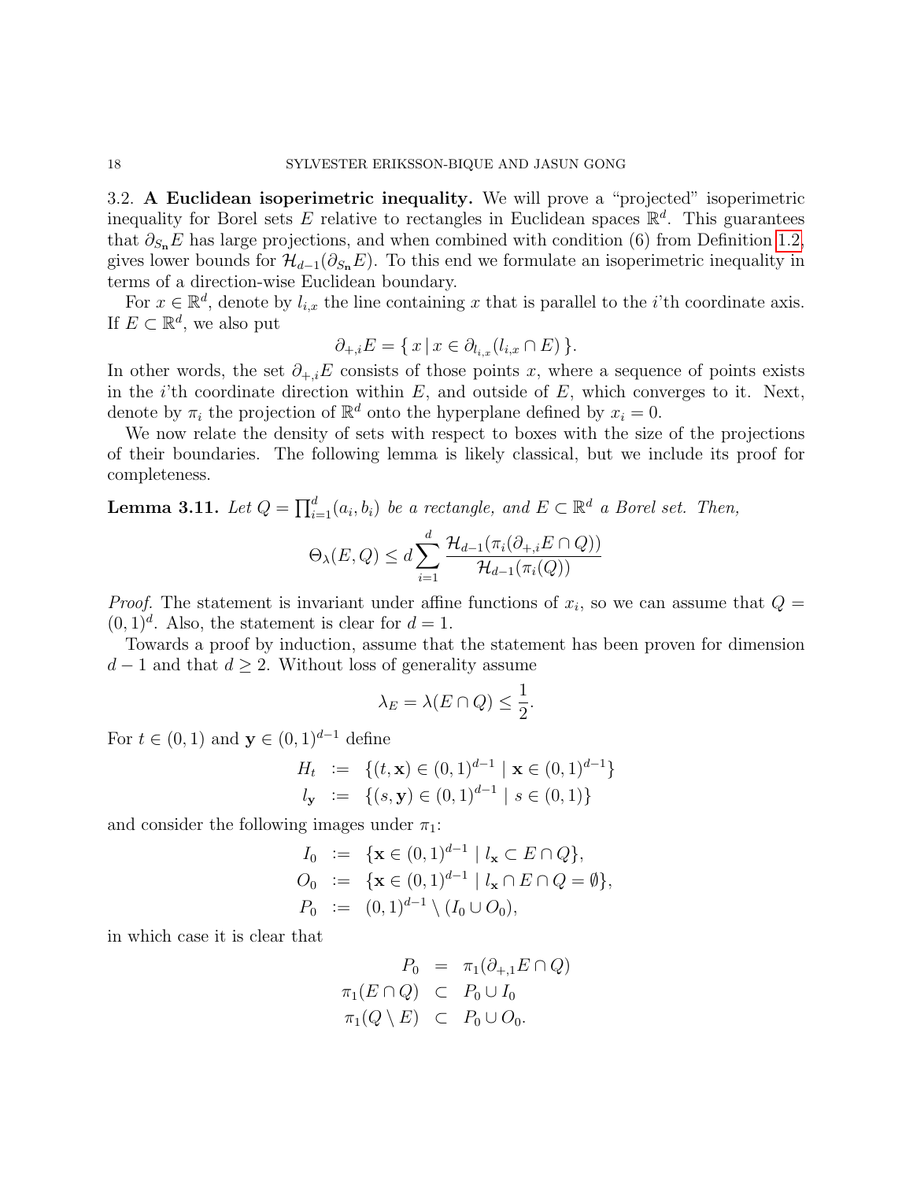3.2. **A Euclidean isoperimetric inequality.** We will prove a "projected" isoperimetric inequality for Borel sets $E$ relative to rectangles in Euclidean spaces $\mathbb{R}^d$. This guarantees that $\partial_{S_{\mathbf{n}}} E$ has large projections, and when combined with condition (6) from Definition 1.2, gives lower bounds for $\mathcal{H}_{d-1}(\partial_{S_{\mathbf{n}}} E)$. To this end we formulate an isoperimetric inequality in terms of a direction-wise Euclidean boundary.

For $x \in \mathbb{R}^d$, denote by $l_{i,x}$ the line containing $x$ that is parallel to the $i$'th coordinate axis. If $E \subset \mathbb{R}^d$, we also put

$$\partial_{+,i} E = \{\, x \,|\, x \in \partial_{l_{i,x}}(l_{i,x} \cap E) \,\}.$$

In other words, the set $\partial_{+,i} E$ consists of those points $x$, where a sequence of points exists in the $i$'th coordinate direction within $E$, and outside of $E$, which converges to it. Next, denote by $\pi_i$ the projection of $\mathbb{R}^d$ onto the hyperplane defined by $x_i = 0$.

We now relate the density of sets with respect to boxes with the size of the projections of their boundaries. The following lemma is likely classical, but we include its proof for completeness.

**Lemma 3.11.** *Let $Q = \prod_{i=1}^d (a_i, b_i)$ be a rectangle, and $E \subset \mathbb{R}^d$ a Borel set. Then,*

$$\Theta_\lambda(E, Q) \leq d \sum_{i=1}^{d} \frac{\mathcal{H}_{d-1}(\pi_i(\partial_{+,i} E \cap Q))}{\mathcal{H}_{d-1}(\pi_i(Q))}$$

*Proof.* The statement is invariant under affine functions of $x_i$, so we can assume that $Q = (0,1)^d$. Also, the statement is clear for $d = 1$.

Towards a proof by induction, assume that the statement has been proven for dimension $d-1$ and that $d \geq 2$. Without loss of generality assume

$$\lambda_E = \lambda(E \cap Q) \leq \frac{1}{2}.$$

For $t \in (0,1)$ and $\mathbf{y} \in (0,1)^{d-1}$ define

$$\begin{aligned} H_t &:= \{(t, \mathbf{x}) \in (0,1)^{d-1} \mid \mathbf{x} \in (0,1)^{d-1}\} \\ l_{\mathbf{y}} &:= \{(s, \mathbf{y}) \in (0,1)^{d-1} \mid s \in (0,1)\} \end{aligned}$$

and consider the following images under $\pi_1$:

$$\begin{aligned} I_0 &:= \{\mathbf{x} \in (0,1)^{d-1} \mid l_{\mathbf{x}} \subset E \cap Q\}, \\ O_0 &:= \{\mathbf{x} \in (0,1)^{d-1} \mid l_{\mathbf{x}} \cap E \cap Q = \emptyset\}, \\ P_0 &:= (0,1)^{d-1} \setminus (I_0 \cup O_0), \end{aligned}$$

in which case it is clear that

$$\begin{aligned} P_0 &= \pi_1(\partial_{+,1} E \cap Q) \\ \pi_1(E \cap Q) &\subset P_0 \cup I_0 \\ \pi_1(Q \setminus E) &\subset P_0 \cup O_0. \end{aligned}$$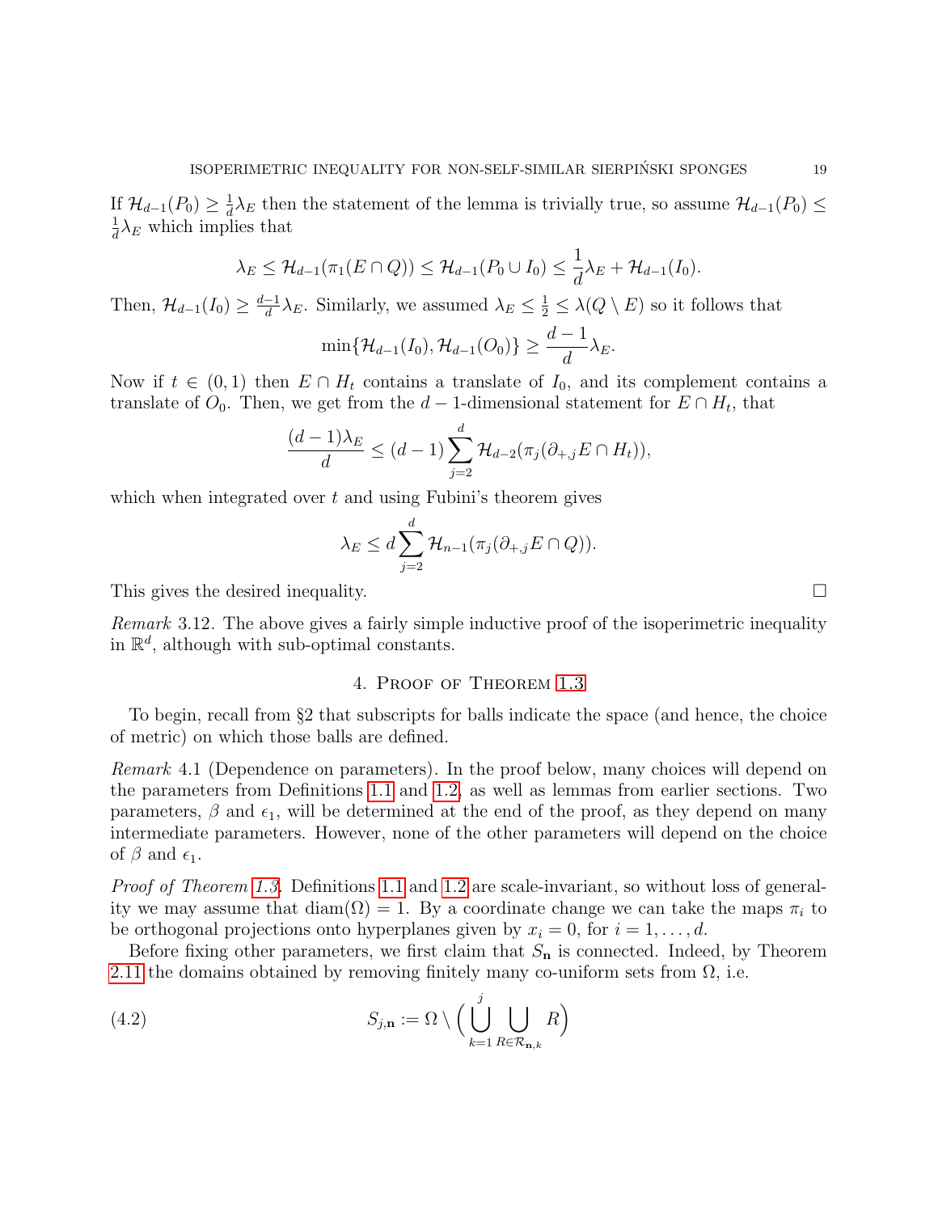If $\mathcal{H}_{d-1}(P_0) \geq \frac{1}{d}\lambda_E$ then the statement of the lemma is trivially true, so assume $\mathcal{H}_{d-1}(P_0) \leq \frac{1}{d}\lambda_E$ which implies that

$$\lambda_E \leq \mathcal{H}_{d-1}(\pi_1(E \cap Q)) \leq \mathcal{H}_{d-1}(P_0 \cup I_0) \leq \frac{1}{d}\lambda_E + \mathcal{H}_{d-1}(I_0).$$

Then, $\mathcal{H}_{d-1}(I_0) \geq \frac{d-1}{d}\lambda_E$. Similarly, we assumed $\lambda_E \leq \frac{1}{2} \leq \lambda(Q \setminus E)$ so it follows that

$$\min\{\mathcal{H}_{d-1}(I_0), \mathcal{H}_{d-1}(O_0)\} \geq \frac{d-1}{d}\lambda_E.$$

Now if $t \in (0,1)$ then $E \cap H_t$ contains a translate of $I_0$, and its complement contains a translate of $O_0$. Then, we get from the $d-1$-dimensional statement for $E \cap H_t$, that

$$\frac{(d-1)\lambda_E}{d} \leq (d-1)\sum_{j=2}^{d} \mathcal{H}_{d-2}(\pi_j(\partial_{+,j}E \cap H_t)),$$

which when integrated over $t$ and using Fubini's theorem gives

$$\lambda_E \leq d\sum_{j=2}^{d} \mathcal{H}_{n-1}(\pi_j(\partial_{+,j}E \cap Q)).$$

This gives the desired inequality. $\square$

*Remark* 3.12. The above gives a fairly simple inductive proof of the isoperimetric inequality in $\mathbb{R}^d$, although with sub-optimal constants.

## 4. Proof of Theorem 1.3

To begin, recall from §2 that subscripts for balls indicate the space (and hence, the choice of metric) on which those balls are defined.

*Remark* 4.1 (Dependence on parameters). In the proof below, many choices will depend on the parameters from Definitions 1.1 and 1.2, as well as lemmas from earlier sections. Two parameters, $\beta$ and $\epsilon_1$, will be determined at the end of the proof, as they depend on many intermediate parameters. However, none of the other parameters will depend on the choice of $\beta$ and $\epsilon_1$.

*Proof of Theorem 1.3.* Definitions 1.1 and 1.2 are scale-invariant, so without loss of generality we may assume that $\operatorname{diam}(\Omega) = 1$. By a coordinate change we can take the maps $\pi_i$ to be orthogonal projections onto hyperplanes given by $x_i = 0$, for $i = 1, \ldots, d$.

Before fixing other parameters, we first claim that $S_{\mathbf{n}}$ is connected. Indeed, by Theorem 2.11 the domains obtained by removing finitely many co-uniform sets from $\Omega$, i.e.

$$S_{j,\mathbf{n}} := \Omega \setminus \Big( \bigcup_{k=1}^{j} \bigcup_{R \in \mathcal{R}_{\mathbf{n},k}} R \Big) \tag{4.2}$$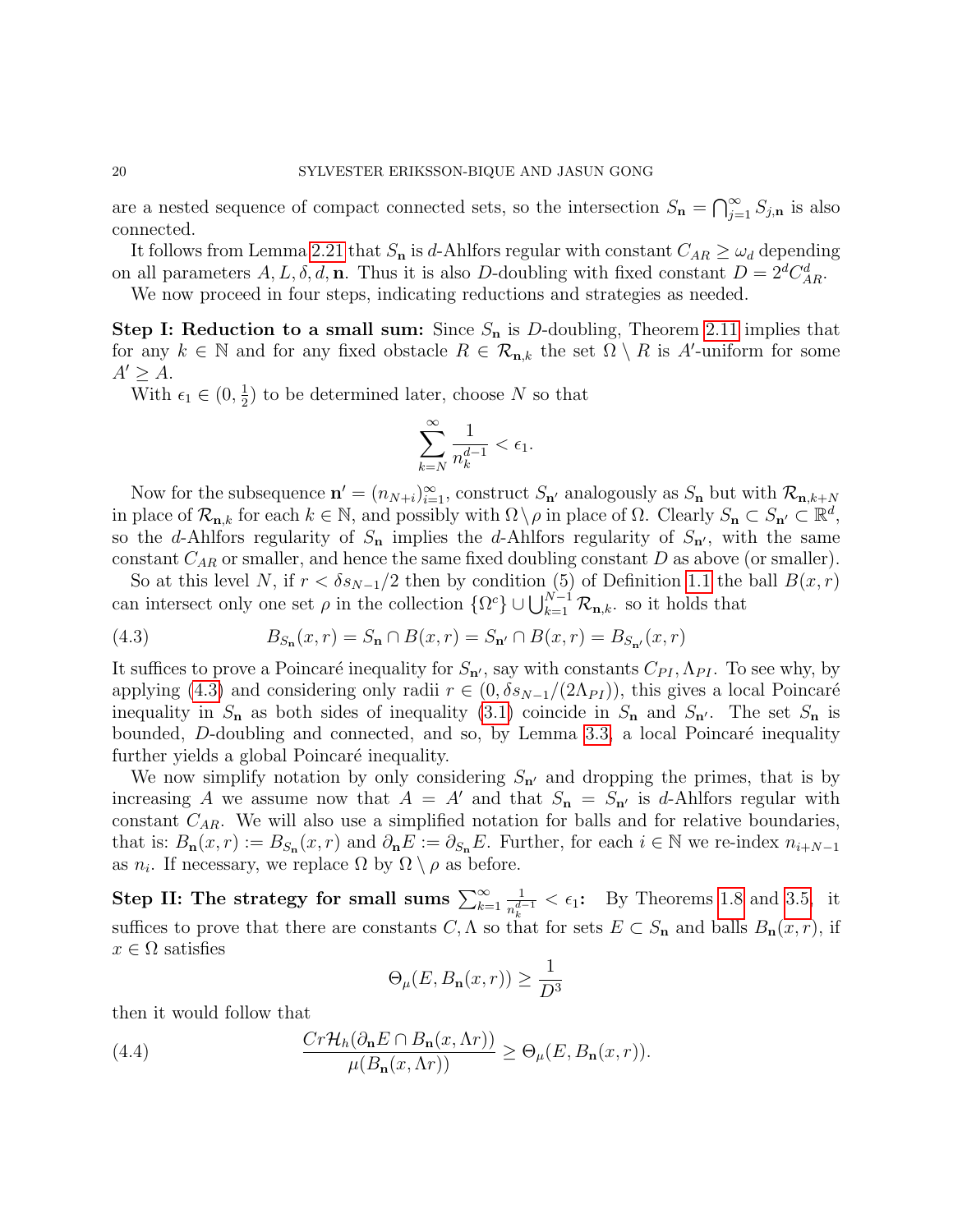are a nested sequence of compact connected sets, so the intersection $S_{\mathbf{n}} = \bigcap_{j=1}^{\infty} S_{j,\mathbf{n}}$ is also connected.

It follows from Lemma 2.21 that $S_{\mathbf{n}}$ is $d$-Ahlfors regular with constant $C_{AR} \geq \omega_d$ depending on all parameters $A, L, \delta, d, \mathbf{n}$. Thus it is also $D$-doubling with fixed constant $D = 2^d C_{AR}^d$.

We now proceed in four steps, indicating reductions and strategies as needed.

**Step I: Reduction to a small sum:** Since $S_{\mathbf{n}}$ is $D$-doubling, Theorem 2.11 implies that for any $k \in \mathbb{N}$ and for any fixed obstacle $R \in \mathcal{R}_{\mathbf{n},k}$ the set $\Omega \setminus R$ is $A'$-uniform for some $A' \geq A$.

With $\epsilon_1 \in (0, \frac{1}{2})$ to be determined later, choose $N$ so that

$$\sum_{k=N}^{\infty} \frac{1}{n_k^{d-1}} < \epsilon_1.$$

Now for the subsequence $\mathbf{n}' = (n_{N+i})_{i=1}^{\infty}$, construct $S_{\mathbf{n}'}$ analogously as $S_{\mathbf{n}}$ but with $\mathcal{R}_{\mathbf{n},k+N}$ in place of $\mathcal{R}_{\mathbf{n},k}$ for each $k \in \mathbb{N}$, and possibly with $\Omega \setminus \rho$ in place of $\Omega$. Clearly $S_{\mathbf{n}} \subset S_{\mathbf{n}'} \subset \mathbb{R}^d$, so the $d$-Ahlfors regularity of $S_{\mathbf{n}}$ implies the $d$-Ahlfors regularity of $S_{\mathbf{n}'}$, with the same constant $C_{AR}$ or smaller, and hence the same fixed doubling constant $D$ as above (or smaller).

So at this level $N$, if $r < \delta s_{N-1}/2$ then by condition (5) of Definition 1.1 the ball $B(x, r)$ can intersect only one set $\rho$ in the collection $\{\Omega^c\} \cup \bigcup_{k=1}^{N-1} \mathcal{R}_{\mathbf{n},k}$. so it holds that

$$B_{S_{\mathbf{n}}}(x, r) = S_{\mathbf{n}} \cap B(x, r) = S_{\mathbf{n}'} \cap B(x, r) = B_{S_{\mathbf{n}'}}(x, r) \tag{4.3}$$

It suffices to prove a Poincaré inequality for $S_{\mathbf{n}'}$, say with constants $C_{PI}, \Lambda_{PI}$. To see why, by applying (4.3) and considering only radii $r \in (0, \delta s_{N-1}/(2\Lambda_{PI}))$, this gives a local Poincaré inequality in $S_{\mathbf{n}}$ as both sides of inequality (3.1) coincide in $S_{\mathbf{n}}$ and $S_{\mathbf{n}'}$. The set $S_{\mathbf{n}}$ is bounded, $D$-doubling and connected, and so, by Lemma 3.3, a local Poincaré inequality further yields a global Poincaré inequality.

We now simplify notation by only considering $S_{\mathbf{n}'}$ and dropping the primes, that is by increasing $A$ we assume now that $A = A'$ and that $S_{\mathbf{n}} = S_{\mathbf{n}'}$ is $d$-Ahlfors regular with constant $C_{AR}$. We will also use a simplified notation for balls and for relative boundaries, that is: $B_{\mathbf{n}}(x, r) := B_{S_{\mathbf{n}}}(x, r)$ and $\partial_{\mathbf{n}} E := \partial_{S_{\mathbf{n}}} E$. Further, for each $i \in \mathbb{N}$ we re-index $n_{i+N-1}$ as $n_i$. If necessary, we replace $\Omega$ by $\Omega \setminus \rho$ as before.

**Step II: The strategy for small sums $\sum_{k=1}^{\infty} \frac{1}{n_k^{d-1}} < \epsilon_1$:** By Theorems 1.8 and 3.5, it suffices to prove that there are constants $C, \Lambda$ so that for sets $E \subset S_{\mathbf{n}}$ and balls $B_{\mathbf{n}}(x, r)$, if $x \in \Omega$ satisfies

$$\Theta_\mu(E, B_{\mathbf{n}}(x, r)) \geq \frac{1}{D^3}$$

then it would follow that

$$\frac{C r \mathcal{H}_h(\partial_{\mathbf{n}} E \cap B_{\mathbf{n}}(x, \Lambda r))}{\mu(B_{\mathbf{n}}(x, \Lambda r))} \geq \Theta_\mu(E, B_{\mathbf{n}}(x, r)). \tag{4.4}$$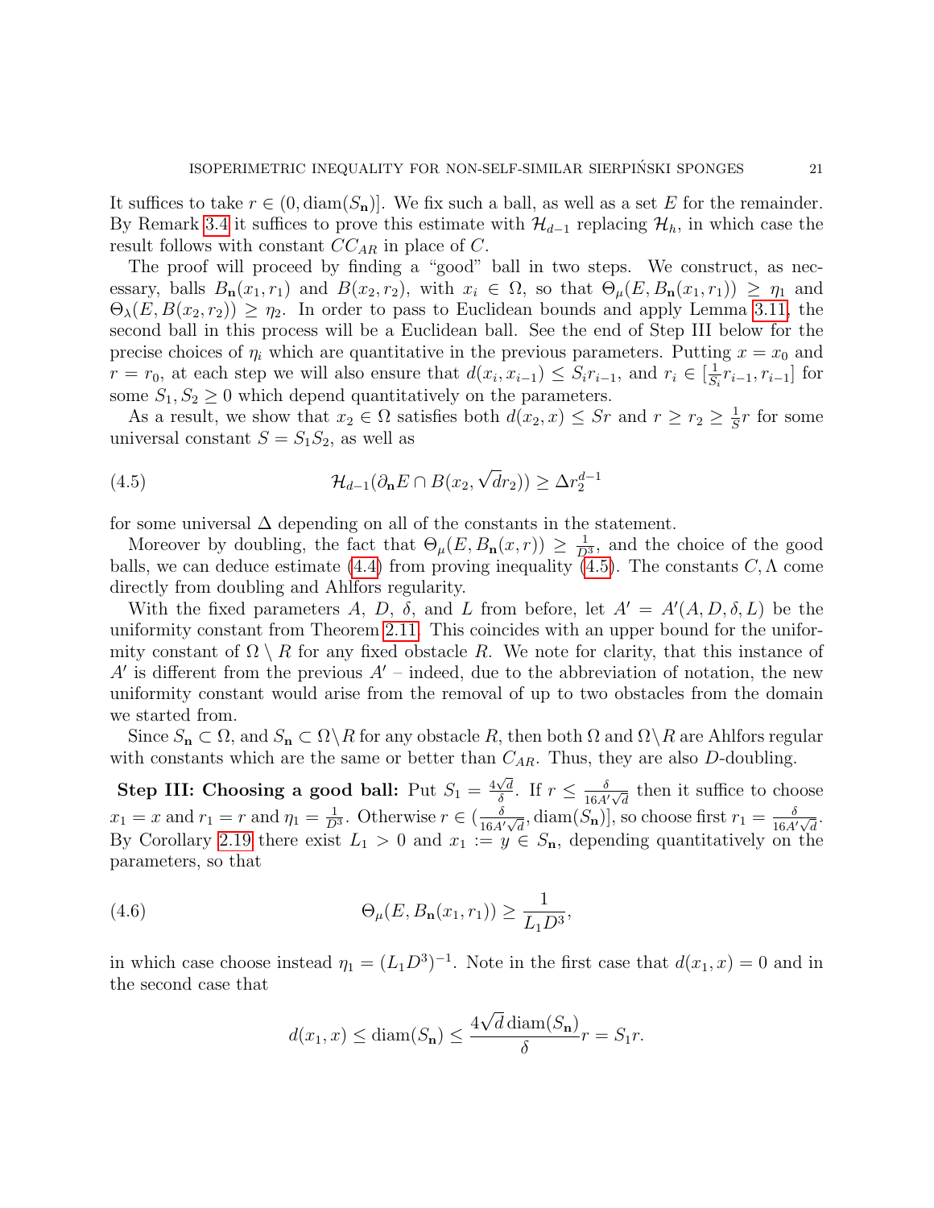It suffices to take $r \in (0, \operatorname{diam}(S_{\mathbf{n}})]$. We fix such a ball, as well as a set $E$ for the remainder. By Remark 3.4 it suffices to prove this estimate with $\mathcal{H}_{d-1}$ replacing $\mathcal{H}_h$, in which case the result follows with constant $CC_{AR}$ in place of $C$.

The proof will proceed by finding a "good" ball in two steps. We construct, as necessary, balls $B_{\mathbf{n}}(x_1, r_1)$ and $B(x_2, r_2)$, with $x_i \in \Omega$, so that $\Theta_\mu(E, B_{\mathbf{n}}(x_1, r_1)) \geq \eta_1$ and $\Theta_\lambda(E, B(x_2, r_2)) \geq \eta_2$. In order to pass to Euclidean bounds and apply Lemma 3.11, the second ball in this process will be a Euclidean ball. See the end of Step III below for the precise choices of $\eta_i$ which are quantitative in the previous parameters. Putting $x = x_0$ and $r = r_0$, at each step we will also ensure that $d(x_i, x_{i-1}) \leq S_i r_{i-1}$, and $r_i \in [\frac{1}{S_i} r_{i-1}, r_{i-1}]$ for some $S_1, S_2 \geq 0$ which depend quantitatively on the parameters.

As a result, we show that $x_2 \in \Omega$ satisfies both $d(x_2, x) \leq Sr$ and $r \geq r_2 \geq \frac{1}{S} r$ for some universal constant $S = S_1 S_2$, as well as

$$\mathcal{H}_{d-1}(\partial_{\mathbf{n}} E \cap B(x_2, \sqrt{d} r_2)) \geq \Delta r_2^{d-1} \tag{4.5}$$

for some universal $\Delta$ depending on all of the constants in the statement.

Moreover by doubling, the fact that $\Theta_\mu(E, B_{\mathbf{n}}(x, r)) \geq \frac{1}{D^3}$, and the choice of the good balls, we can deduce estimate (4.4) from proving inequality (4.5). The constants $C, \Lambda$ come directly from doubling and Ahlfors regularity.

With the fixed parameters $A$, $D$, $\delta$, and $L$ from before, let $A' = A'(A, D, \delta, L)$ be the uniformity constant from Theorem 2.11. This coincides with an upper bound for the uniformity constant of $\Omega \setminus R$ for any fixed obstacle $R$. We note for clarity, that this instance of $A'$ is different from the previous $A'$ – indeed, due to the abbreviation of notation, the new uniformity constant would arise from the removal of up to two obstacles from the domain we started from.

Since $S_{\mathbf{n}} \subset \Omega$, and $S_{\mathbf{n}} \subset \Omega \setminus R$ for any obstacle $R$, then both $\Omega$ and $\Omega \setminus R$ are Ahlfors regular with constants which are the same or better than $C_{AR}$. Thus, they are also $D$-doubling.

**Step III: Choosing a good ball:** Put $S_1 = \frac{4\sqrt{d}}{\delta}$. If $r \leq \frac{\delta}{16A'\sqrt{d}}$ then it suffice to choose $x_1 = x$ and $r_1 = r$ and $\eta_1 = \frac{1}{D^3}$. Otherwise $r \in (\frac{\delta}{16A'\sqrt{d}}, \operatorname{diam}(S_{\mathbf{n}})]$, so choose first $r_1 = \frac{\delta}{16A'\sqrt{d}}$. By Corollary 2.19 there exist $L_1 > 0$ and $x_1 := y \in S_{\mathbf{n}}$, depending quantitatively on the parameters, so that

$$\Theta_\mu(E, B_{\mathbf{n}}(x_1, r_1)) \geq \frac{1}{L_1 D^3}, \tag{4.6}$$

in which case choose instead $\eta_1 = (L_1 D^3)^{-1}$. Note in the first case that $d(x_1, x) = 0$ and in the second case that

$$d(x_1, x) \leq \operatorname{diam}(S_{\mathbf{n}}) \leq \frac{4\sqrt{d} \operatorname{diam}(S_{\mathbf{n}})}{\delta} r = S_1 r.$$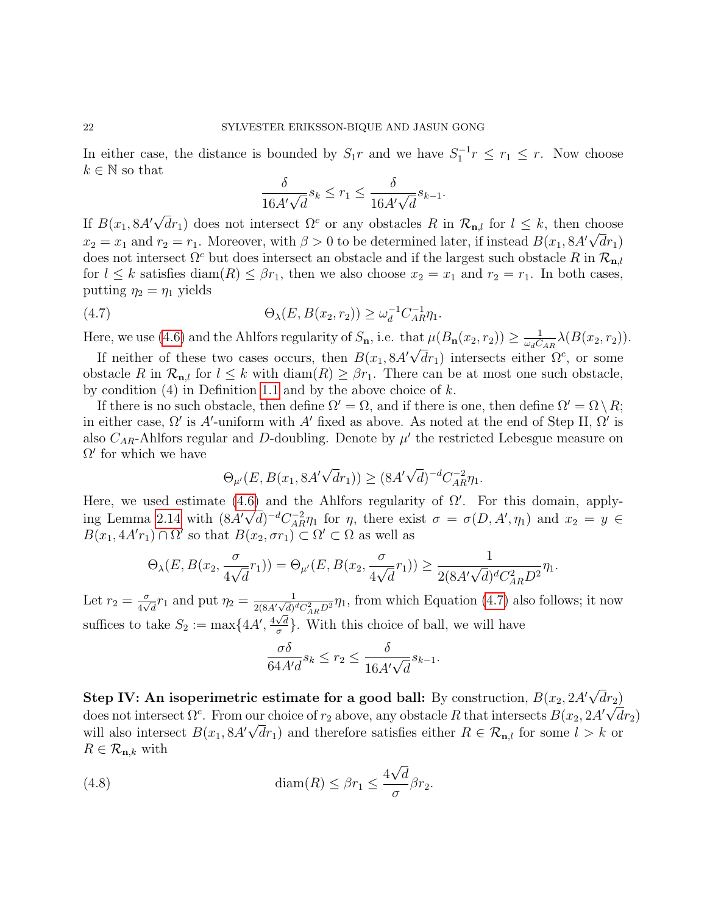In either case, the distance is bounded by $S_1 r$ and we have $S_1^{-1} r \leq r_1 \leq r$. Now choose $k \in \mathbb{N}$ so that

$$\frac{\delta}{16A'\sqrt{d}} s_k \leq r_1 \leq \frac{\delta}{16A'\sqrt{d}} s_{k-1}.$$

If $B(x_1, 8A'\sqrt{d}r_1)$ does not intersect $\Omega^c$ or any obstacles $R$ in $\mathcal{R}_{\mathbf{n},l}$ for $l \leq k$, then choose $x_2 = x_1$ and $r_2 = r_1$. Moreover, with $\beta > 0$ to be determined later, if instead $B(x_1, 8A'\sqrt{d}r_1)$ does not intersect $\Omega^c$ but does intersect an obstacle and if the largest such obstacle $R$ in $\mathcal{R}_{\mathbf{n},l}$ for $l \leq k$ satisfies $\mathrm{diam}(R) \leq \beta r_1$, then we also choose $x_2 = x_1$ and $r_2 = r_1$. In both cases, putting $\eta_2 = \eta_1$ yields

$$\Theta_\lambda(E, B(x_2, r_2)) \geq \omega_d^{-1} C_{AR}^{-1} \eta_1. \tag{4.7}$$

Here, we use (4.6) and the Ahlfors regularity of $S_{\mathbf{n}}$, i.e. that $\mu(B_{\mathbf{n}}(x_2, r_2)) \geq \frac{1}{\omega_d C_{AR}} \lambda(B(x_2, r_2))$.

If neither of these two cases occurs, then $B(x_1, 8A'\sqrt{d}r_1)$ intersects either $\Omega^c$, or some obstacle $R$ in $\mathcal{R}_{\mathbf{n},l}$ for $l \leq k$ with $\mathrm{diam}(R) \geq \beta r_1$. There can be at most one such obstacle, by condition (4) in Definition 1.1 and by the above choice of $k$.

If there is no such obstacle, then define $\Omega' = \Omega$, and if there is one, then define $\Omega' = \Omega \setminus R$; in either case, $\Omega'$ is $A'$-uniform with $A'$ fixed as above. As noted at the end of Step II, $\Omega'$ is also $C_{AR}$-Ahlfors regular and $D$-doubling. Denote by $\mu'$ the restricted Lebesgue measure on $\Omega'$ for which we have

$$\Theta_{\mu'}(E, B(x_1, 8A'\sqrt{d}r_1)) \geq (8A'\sqrt{d})^{-d} C_{AR}^{-2} \eta_1.$$

Here, we used estimate (4.6) and the Ahlfors regularity of $\Omega'$. For this domain, applying Lemma 2.14 with $(8A'\sqrt{d})^{-d} C_{AR}^{-2} \eta_1$ for $\eta$, there exist $\sigma = \sigma(D, A', \eta_1)$ and $x_2 = y \in B(x_1, 4A'r_1) \cap \Omega'$ so that $B(x_2, \sigma r_1) \subset \Omega' \subset \Omega$ as well as

$$\Theta_\lambda(E, B(x_2, \frac{\sigma}{4\sqrt{d}} r_1)) = \Theta_{\mu'}(E, B(x_2, \frac{\sigma}{4\sqrt{d}} r_1)) \geq \frac{1}{2(8A'\sqrt{d})^d C_{AR}^2 D^2} \eta_1.$$

Let $r_2 = \frac{\sigma}{4\sqrt{d}} r_1$ and put $\eta_2 = \frac{1}{2(8A'\sqrt{d})^d C_{AR}^2 D^2} \eta_1$, from which Equation (4.7) also follows; it now suffices to take $S_2 := \max\{4A', \frac{4\sqrt{d}}{\sigma}\}$. With this choice of ball, we will have

$$\frac{\sigma \delta}{64A'd} s_k \leq r_2 \leq \frac{\delta}{16A'\sqrt{d}} s_{k-1}.$$

**Step IV: An isoperimetric estimate for a good ball:** By construction, $B(x_2, 2A'\sqrt{d}r_2)$ does not intersect $\Omega^c$. From our choice of $r_2$ above, any obstacle $R$ that intersects $B(x_2, 2A'\sqrt{d}r_2)$ will also intersect $B(x_1, 8A'\sqrt{d}r_1)$ and therefore satisfies either $R \in \mathcal{R}_{\mathbf{n},l}$ for some $l > k$ or $R \in \mathcal{R}_{\mathbf{n},k}$ with

$$\mathrm{diam}(R) \leq \beta r_1 \leq \frac{4\sqrt{d}}{\sigma} \beta r_2. \tag{4.8}$$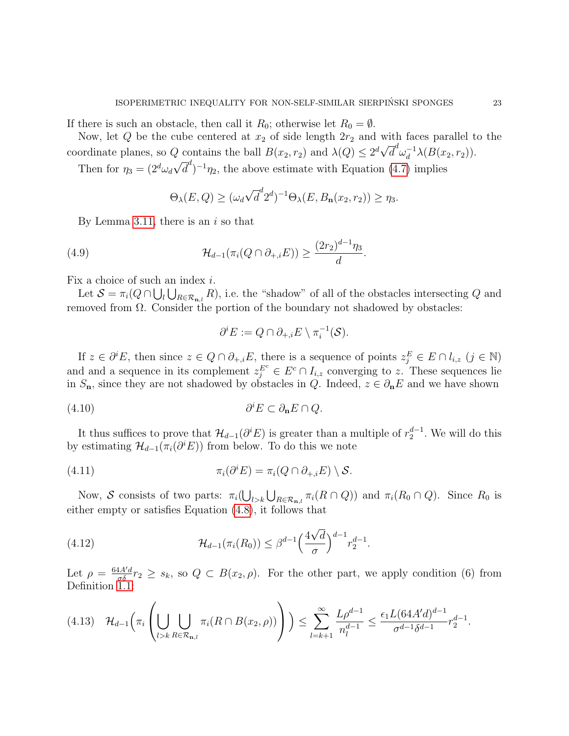If there is such an obstacle, then call it $R_0$; otherwise let $R_0 = \emptyset$.

Now, let $Q$ be the cube centered at $x_2$ of side length $2r_2$ and with faces parallel to the coordinate planes, so $Q$ contains the ball $B(x_2, r_2)$ and $\lambda(Q) \leq 2^d \sqrt{d}^d \omega_d^{-1} \lambda(B(x_2, r_2))$.

Then for $\eta_3 = (2^d \omega_d \sqrt{d}^d)^{-1} \eta_2$, the above estimate with Equation (4.7) implies

$$\Theta_\lambda(E, Q) \geq (\omega_d \sqrt{d}^d 2^d)^{-1} \Theta_\lambda(E, B_{\mathbf{n}}(x_2, r_2)) \geq \eta_3.$$

By Lemma 3.11, there is an $i$ so that

$$\mathcal{H}_{d-1}(\pi_i(Q \cap \partial_{+,i} E)) \geq \frac{(2r_2)^{d-1} \eta_3}{d}. \tag{4.9}$$

Fix a choice of such an index $i$.

Let $\mathcal{S} = \pi_i(Q \cap \bigcup_l \bigcup_{R \in \mathcal{R}_{\mathbf{n},l}} R)$, i.e. the "shadow" of all of the obstacles intersecting $Q$ and removed from $\Omega$. Consider the portion of the boundary not shadowed by obstacles:

$$\partial^i E := Q \cap \partial_{+,i} E \setminus \pi_i^{-1}(\mathcal{S}).$$

If $z \in \partial^i E$, then since $z \in Q \cap \partial_{+,i} E$, there is a sequence of points $z_j^E \in E \cap l_{i,z}$ ($j \in \mathbb{N}$) and and a sequence in its complement $z_j^{E^c} \in E^c \cap I_{i,z}$ converging to $z$. These sequences lie in $S_{\mathbf{n}}$, since they are not shadowed by obstacles in $Q$. Indeed, $z \in \partial_{\mathbf{n}} E$ and we have shown

$$\partial^i E \subset \partial_{\mathbf{n}} E \cap Q. \tag{4.10}$$

It thus suffices to prove that $\mathcal{H}_{d-1}(\partial^i E)$ is greater than a multiple of $r_2^{d-1}$. We will do this by estimating $\mathcal{H}_{d-1}(\pi_i(\partial^i E))$ from below. To do this we note

$$\pi_i(\partial^i E) = \pi_i(Q \cap \partial_{+,i} E) \setminus \mathcal{S}. \tag{4.11}$$

Now, $\mathcal{S}$ consists of two parts: $\pi_i(\bigcup_{l>k} \bigcup_{R \in \mathcal{R}_{\mathbf{n},l}} \pi_i(R \cap Q))$ and $\pi_i(R_0 \cap Q)$. Since $R_0$ is either empty or satisfies Equation (4.8), it follows that

$$\mathcal{H}_{d-1}(\pi_i(R_0)) \leq \beta^{d-1} \Big( \frac{4\sqrt{d}}{\sigma} \Big)^{d-1} r_2^{d-1}. \tag{4.12}$$

Let $\rho = \frac{64A'd}{\sigma\delta} r_2 \geq s_k$, so $Q \subset B(x_2, \rho)$. For the other part, we apply condition (6) from Definition 1.1:

$$\mathcal{H}_{d-1}\Big( \pi_i \left( \bigcup_{l>k} \bigcup_{R \in \mathcal{R}_{\mathbf{n},l}} \pi_i(R \cap B(x_2, \rho)) \right) \Big) \leq \sum_{l=k+1}^{\infty} \frac{L\rho^{d-1}}{n_l^{d-1}} \leq \frac{\epsilon_1 L (64A'd)^{d-1}}{\sigma^{d-1} \delta^{d-1}} r_2^{d-1}. \tag{4.13}$$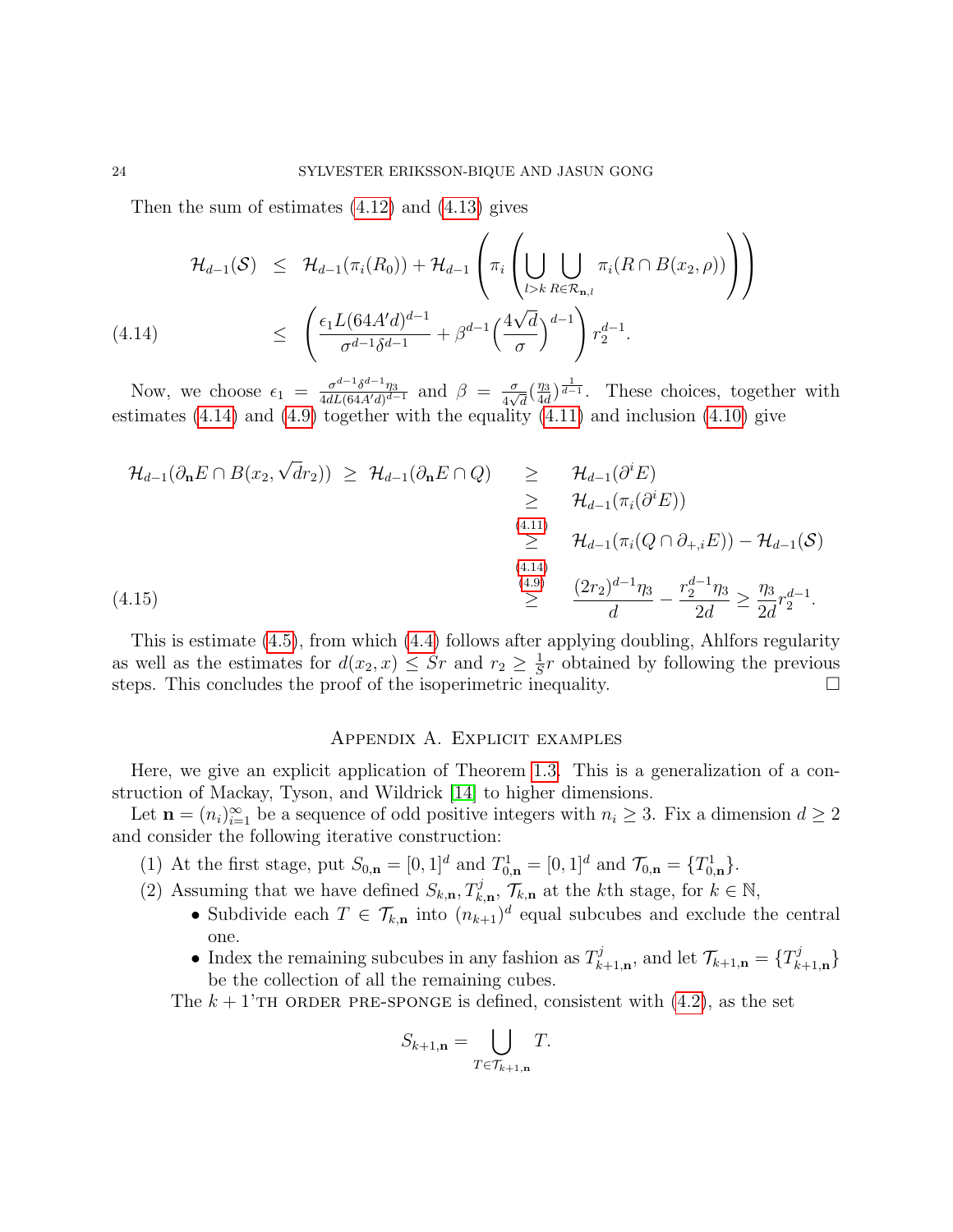Then the sum of estimates (4.12) and (4.13) gives

$$
\begin{aligned}
\mathcal{H}_{d-1}(\mathcal{S}) &\leq \mathcal{H}_{d-1}(\pi_i(R_0)) + \mathcal{H}_{d-1}\left(\pi_i\left(\bigcup_{l>k}\bigcup_{R\in\mathcal{R}_{\mathbf{n},l}} \pi_i(R\cap B(x_2,\rho))\right)\right) \\
&\leq \left(\frac{\epsilon_1 L(64A'd)^{d-1}}{\sigma^{d-1}\delta^{d-1}} + \beta^{d-1}\Big(\frac{4\sqrt{d}}{\sigma}\Big)^{d-1}\right) r_2^{d-1}.
\end{aligned}
\tag{4.14}
$$

Now, we choose $\epsilon_1 = \frac{\sigma^{d-1}\delta^{d-1}\eta_3}{4dL(64A'd)^{d-1}}$ and $\beta = \frac{\sigma}{4\sqrt{d}}(\frac{\eta_3}{4d})^{\frac{1}{d-1}}$. These choices, together with estimates (4.14) and (4.9) together with the equality (4.11) and inclusion (4.10) give

$$
\begin{aligned}
\mathcal{H}_{d-1}(\partial_{\mathbf{n}}E\cap B(x_2,\sqrt{d}r_2)) \geq \mathcal{H}_{d-1}(\partial_{\mathbf{n}}E\cap Q) &\geq \mathcal{H}_{d-1}(\partial^i E) \\
&\geq \mathcal{H}_{d-1}(\pi_i(\partial^i E)) \\
&\overset{(4.11)}{\geq} \mathcal{H}_{d-1}(\pi_i(Q\cap\partial_{+,i}E)) - \mathcal{H}_{d-1}(\mathcal{S}) \\
&\overset{(4.14),(4.9)}{\geq} \frac{(2r_2)^{d-1}\eta_3}{d} - \frac{r_2^{d-1}\eta_3}{2d} \geq \frac{\eta_3}{2d} r_2^{d-1}.
\end{aligned}
\tag{4.15}
$$

This is estimate (4.5), from which (4.4) follows after applying doubling, Ahlfors regularity as well as the estimates for $d(x_2,x)\leq Sr$ and $r_2 \geq \frac{1}{S}r$ obtained by following the previous steps. This concludes the proof of the isoperimetric inequality. □

## Appendix A. Explicit examples

Here, we give an explicit application of Theorem 1.3. This is a generalization of a construction of Mackay, Tyson, and Wildrick [14] to higher dimensions.

Let $\mathbf{n} = (n_i)_{i=1}^\infty$ be a sequence of odd positive integers with $n_i \geq 3$. Fix a dimension $d \geq 2$ and consider the following iterative construction:

1. At the first stage, put $S_{0,\mathbf{n}} = [0,1]^d$ and $T^1_{0,\mathbf{n}} = [0,1]^d$ and $\mathcal{T}_{0,\mathbf{n}} = \{T^1_{0,\mathbf{n}}\}$.
2. Assuming that we have defined $S_{k,\mathbf{n}}, T^j_{k,\mathbf{n}}$, $\mathcal{T}_{k,\mathbf{n}}$ at the $k$th stage, for $k\in\mathbb{N}$,
   - Subdivide each $T\in\mathcal{T}_{k,\mathbf{n}}$ into $(n_{k+1})^d$ equal subcubes and exclude the central one.
   - Index the remaining subcubes in any fashion as $T^j_{k+1,\mathbf{n}}$, and let $\mathcal{T}_{k+1,\mathbf{n}} = \{T^j_{k+1,\mathbf{n}}\}$ be the collection of all the remaining cubes.

   The $k+1$'th order pre-sponge is defined, consistent with (4.2), as the set

$$
S_{k+1,\mathbf{n}} = \bigcup_{T\in\mathcal{T}_{k+1,\mathbf{n}}} T.
$$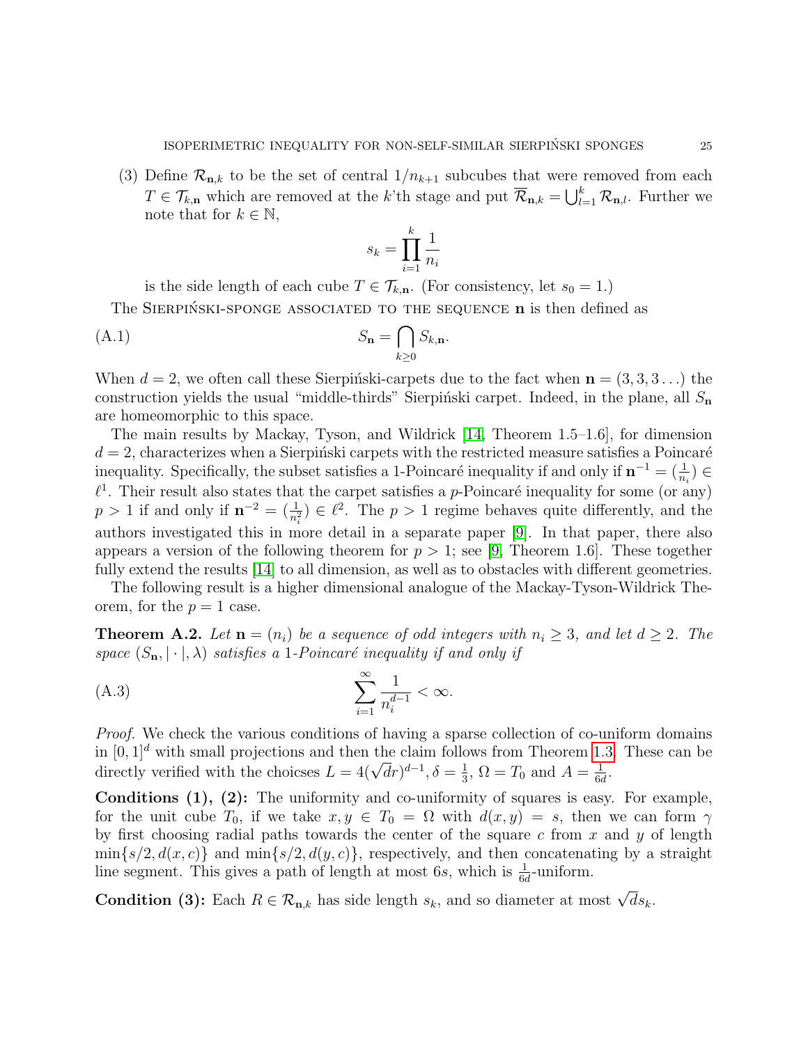(3) Define $\mathcal{R}_{\mathbf{n},k}$ to be the set of central $1/n_{k+1}$ subcubes that were removed from each $T \in \mathcal{T}_{k,\mathbf{n}}$ which are removed at the $k$'th stage and put $\overline{\mathcal{R}}_{\mathbf{n},k} = \bigcup_{l=1}^{k} \mathcal{R}_{\mathbf{n},l}$. Further we note that for $k \in \mathbb{N}$,

$$s_k = \prod_{i=1}^{k} \frac{1}{n_i}$$

is the side length of each cube $T \in \mathcal{T}_{k,\mathbf{n}}$. (For consistency, let $s_0 = 1$.)

The Sierpiński-sponge associated to the sequence $\mathbf{n}$ is then defined as

$$S_{\mathbf{n}} = \bigcap_{k \geq 0} S_{k,\mathbf{n}}. \tag{A.1}$$

When $d = 2$, we often call these Sierpiński-carpets due to the fact when $\mathbf{n} = (3, 3, 3 \ldots)$ the construction yields the usual "middle-thirds" Sierpiński carpet. Indeed, in the plane, all $S_{\mathbf{n}}$ are homeomorphic to this space.

The main results by Mackay, Tyson, and Wildrick [14, Theorem 1.5–1.6], for dimension $d = 2$, characterizes when a Sierpiński carpets with the restricted measure satisfies a Poincaré inequality. Specifically, the subset satisfies a 1-Poincaré inequality if and only if $\mathbf{n}^{-1} = (\frac{1}{n_i}) \in \ell^1$. Their result also states that the carpet satisfies a $p$-Poincaré inequality for some (or any) $p > 1$ if and only if $\mathbf{n}^{-2} = (\frac{1}{n_i^2}) \in \ell^2$. The $p > 1$ regime behaves quite differently, and the authors investigated this in more detail in a separate paper [9]. In that paper, there also appears a version of the following theorem for $p > 1$; see [9, Theorem 1.6]. These together fully extend the results [14] to all dimension, as well as to obstacles with different geometries.

The following result is a higher dimensional analogue of the Mackay-Tyson-Wildrick Theorem, for the $p = 1$ case.

**Theorem A.2.** *Let $\mathbf{n} = (n_i)$ be a sequence of odd integers with $n_i \geq 3$, and let $d \geq 2$. The space $(S_{\mathbf{n}}, |\cdot|, \lambda)$ satisfies a 1-Poincaré inequality if and only if*

$$\sum_{i=1}^{\infty} \frac{1}{n_i^{d-1}} < \infty. \tag{A.3}$$

*Proof.* We check the various conditions of having a sparse collection of co-uniform domains in $[0,1]^d$ with small projections and then the claim follows from Theorem 1.3. These can be directly verified with the choicses $L = 4(\sqrt{d}r)^{d-1}$, $\delta = \frac{1}{3}$, $\Omega = T_0$ and $A = \frac{1}{6d}$.

**Conditions (1), (2):** The uniformity and co-uniformity of squares is easy. For example, for the unit cube $T_0$, if we take $x, y \in T_0 = \Omega$ with $d(x,y) = s$, then we can form $\gamma$ by first choosing radial paths towards the center of the square $c$ from $x$ and $y$ of length $\min\{s/2, d(x,c)\}$ and $\min\{s/2, d(y,c)\}$, respectively, and then concatenating by a straight line segment. This gives a path of length at most $6s$, which is $\frac{1}{6d}$-uniform.

**Condition (3):** Each $R \in \mathcal{R}_{\mathbf{n},k}$ has side length $s_k$, and so diameter at most $\sqrt{d}s_k$.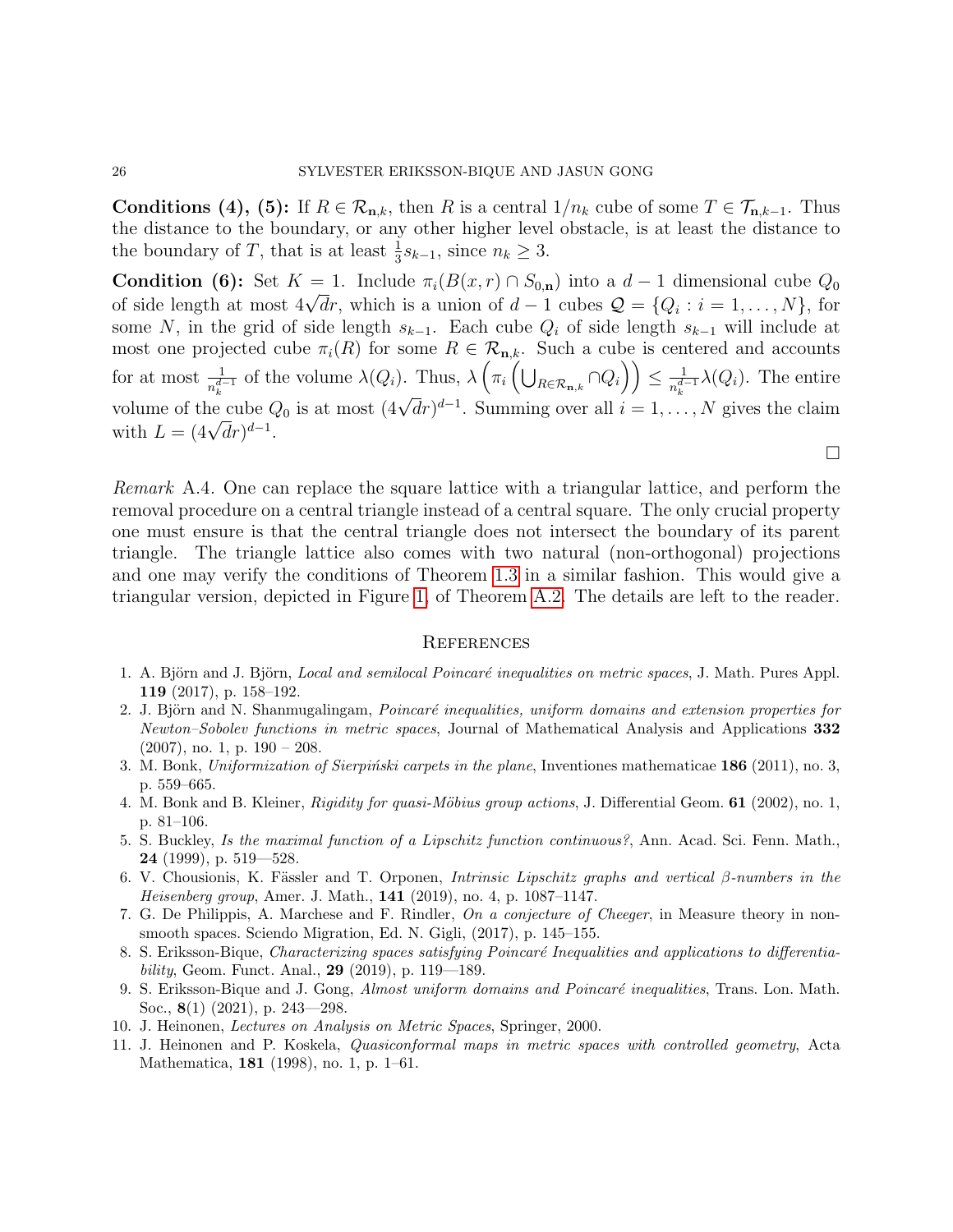**Conditions (4), (5):** If $R \in \mathcal{R}_{\mathbf{n},k}$, then $R$ is a central $1/n_k$ cube of some $T \in \mathcal{T}_{\mathbf{n},k-1}$. Thus the distance to the boundary, or any other higher level obstacle, is at least the distance to the boundary of $T$, that is at least $\frac{1}{3}s_{k-1}$, since $n_k \geq 3$.

**Condition (6):** Set $K = 1$. Include $\pi_i(B(x,r) \cap S_{0,\mathbf{n}})$ into a $d-1$ dimensional cube $Q_0$ of side length at most $4\sqrt{d}r$, which is a union of $d-1$ cubes $\mathcal{Q} = \{Q_i : i = 1, \ldots, N\}$, for some $N$, in the grid of side length $s_{k-1}$. Each cube $Q_i$ of side length $s_{k-1}$ will include at most one projected cube $\pi_i(R)$ for some $R \in \mathcal{R}_{\mathbf{n},k}$. Such a cube is centered and accounts for at most $\frac{1}{n_k^{d-1}}$ of the volume $\lambda(Q_i)$. Thus, $\lambda\left(\pi_i\left(\bigcup_{R \in \mathcal{R}_{\mathbf{n},k}} \cap Q_i\right)\right) \leq \frac{1}{n_k^{d-1}}\lambda(Q_i)$. The entire volume of the cube $Q_0$ is at most $(4\sqrt{d}r)^{d-1}$. Summing over all $i = 1, \ldots, N$ gives the claim with $L = (4\sqrt{d}r)^{d-1}$.

□

*Remark* A.4. One can replace the square lattice with a triangular lattice, and perform the removal procedure on a central triangle instead of a central square. The only crucial property one must ensure is that the central triangle does not intersect the boundary of its parent triangle. The triangle lattice also comes with two natural (non-orthogonal) projections and one may verify the conditions of Theorem 1.3 in a similar fashion. This would give a triangular version, depicted in Figure 1, of Theorem A.2. The details are left to the reader.

## References

1. A. Björn and J. Björn, *Local and semilocal Poincaré inequalities on metric spaces*, J. Math. Pures Appl. **119** (2017), p. 158–192.
2. J. Björn and N. Shanmugalingam, *Poincaré inequalities, uniform domains and extension properties for Newton–Sobolev functions in metric spaces*, Journal of Mathematical Analysis and Applications **332** (2007), no. 1, p. 190 – 208.
3. M. Bonk, *Uniformization of Sierpiński carpets in the plane*, Inventiones mathematicae **186** (2011), no. 3, p. 559–665.
4. M. Bonk and B. Kleiner, *Rigidity for quasi-Möbius group actions*, J. Differential Geom. **61** (2002), no. 1, p. 81–106.
5. S. Buckley, *Is the maximal function of a Lipschitz function continuous?*, Ann. Acad. Sci. Fenn. Math., **24** (1999), p. 519—528.
6. V. Chousionis, K. Fässler and T. Orponen, *Intrinsic Lipschitz graphs and vertical β-numbers in the Heisenberg group*, Amer. J. Math., **141** (2019), no. 4, p. 1087–1147.
7. G. De Philippis, A. Marchese and F. Rindler, *On a conjecture of Cheeger*, in Measure theory in non-smooth spaces. Sciendo Migration, Ed. N. Gigli, (2017), p. 145–155.
8. S. Eriksson-Bique, *Characterizing spaces satisfying Poincaré Inequalities and applications to differentiability*, Geom. Funct. Anal., **29** (2019), p. 119—189.
9. S. Eriksson-Bique and J. Gong, *Almost uniform domains and Poincaré inequalities*, Trans. Lon. Math. Soc., **8**(1) (2021), p. 243—298.
10. J. Heinonen, *Lectures on Analysis on Metric Spaces*, Springer, 2000.
11. J. Heinonen and P. Koskela, *Quasiconformal maps in metric spaces with controlled geometry*, Acta Mathematica, **181** (1998), no. 1, p. 1–61.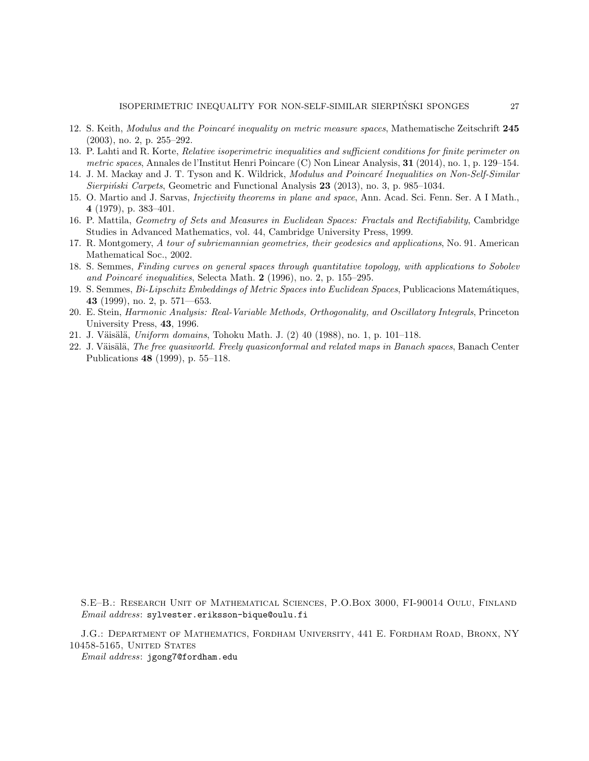12. S. Keith, *Modulus and the Poincaré inequality on metric measure spaces*, Mathematische Zeitschrift **245** (2003), no. 2, p. 255–292.
13. P. Lahti and R. Korte, *Relative isoperimetric inequalities and sufficient conditions for finite perimeter on metric spaces*, Annales de l'Institut Henri Poincare (C) Non Linear Analysis, **31** (2014), no. 1, p. 129–154.
14. J. M. Mackay and J. T. Tyson and K. Wildrick, *Modulus and Poincaré Inequalities on Non-Self-Similar Sierpiński Carpets*, Geometric and Functional Analysis **23** (2013), no. 3, p. 985–1034.
15. O. Martio and J. Sarvas, *Injectivity theorems in plane and space*, Ann. Acad. Sci. Fenn. Ser. A I Math., **4** (1979), p. 383–401.
16. P. Mattila, *Geometry of Sets and Measures in Euclidean Spaces: Fractals and Rectifiability*, Cambridge Studies in Advanced Mathematics, vol. 44, Cambridge University Press, 1999.
17. R. Montgomery, *A tour of subriemannian geometries, their geodesics and applications*, No. 91. American Mathematical Soc., 2002.
18. S. Semmes, *Finding curves on general spaces through quantitative topology, with applications to Sobolev and Poincaré inequalities*, Selecta Math. **2** (1996), no. 2, p. 155–295.
19. S. Semmes, *Bi-Lipschitz Embeddings of Metric Spaces into Euclidean Spaces*, Publicacions Matemátiques, **43** (1999), no. 2, p. 571—653.
20. E. Stein, *Harmonic Analysis: Real-Variable Methods, Orthogonality, and Oscillatory Integrals*, Princeton University Press, **43**, 1996.
21. J. Väisälä, *Uniform domains*, Tohoku Math. J. (2) 40 (1988), no. 1, p. 101–118.
22. J. Väisälä, *The free quasiworld. Freely quasiconformal and related maps in Banach spaces*, Banach Center Publications **48** (1999), p. 55–118.

S.E–B.: Research Unit of Mathematical Sciences, P.O.Box 3000, FI-90014 Oulu, Finland
*Email address*: sylvester.eriksson-bique@oulu.fi

J.G.: Department of Mathematics, Fordham University, 441 E. Fordham Road, Bronx, NY 10458-5165, United States
*Email address*: jgong7@fordham.edu